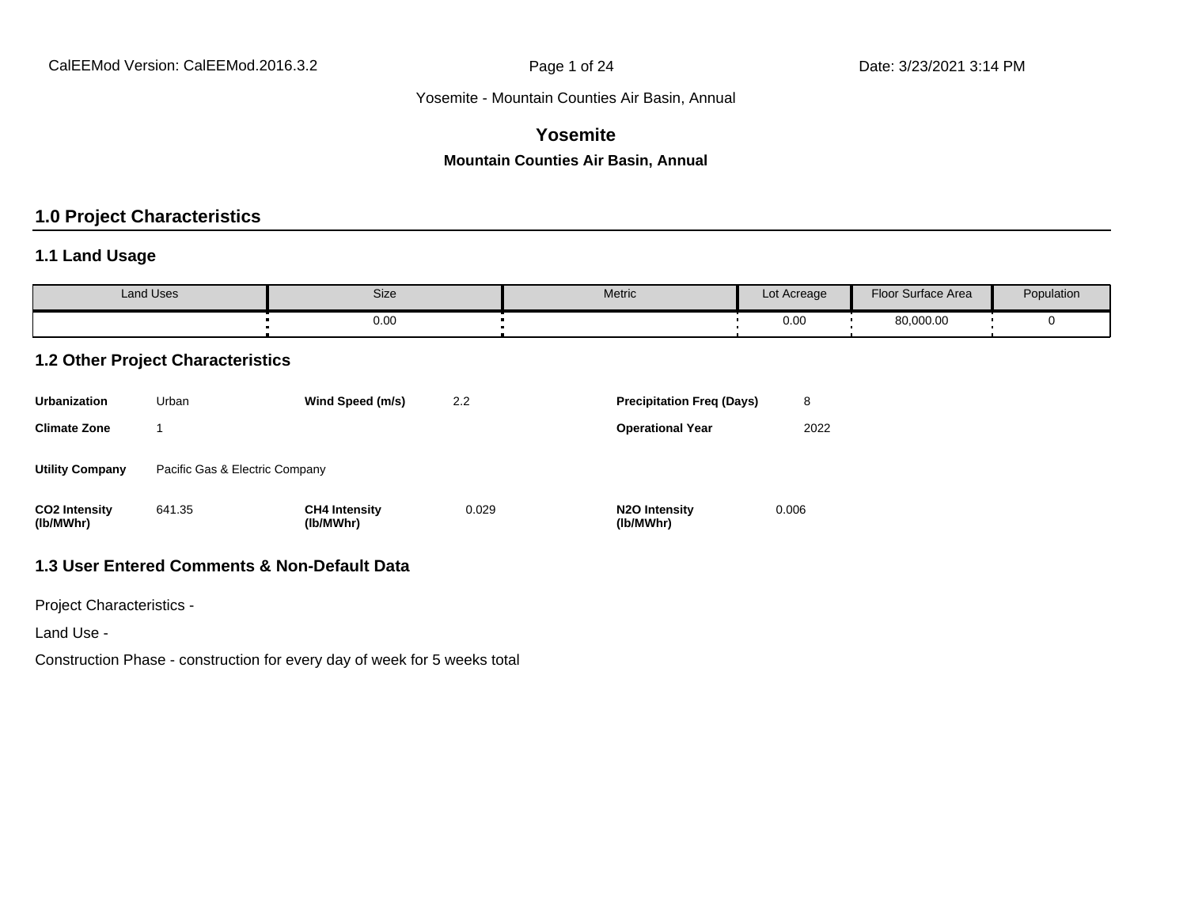Yosemite - Mountain Counties Air Basin, Annual

# Yosemite

**Mountain Counties Air Basin, Annual**

## 1.0 Project Characteristics

### 1.1 Land Usage

| Land Uses | Size | Metric | Lot Acreage | Floor Surface Area | Population |
|---|---|---|---|---|---|
| | 0.00 | | 0.00 | 80,000.00 | 0 |

### 1.2 Other Project Characteristics

| | | | | | |
|---|---|---|---|---|---|
| **Urbanization** | Urban | **Wind Speed (m/s)** | 2.2 | **Precipitation Freq (Days)** | 8 |
| **Climate Zone** | 1 | | | **Operational Year** | 2022 |
| **Utility Company** | Pacific Gas & Electric Company | | | | |
| **$CO_2$ Intensity (lb/MWhr)** | 641.35 | **$CH_4$ Intensity (lb/MWhr)** | 0.029 | **$N_2O$ Intensity (lb/MWhr)** | 0.006 |

### 1.3 User Entered Comments & Non-Default Data

Project Characteristics -

Land Use -

Construction Phase - construction for every day of week for 5 weeks total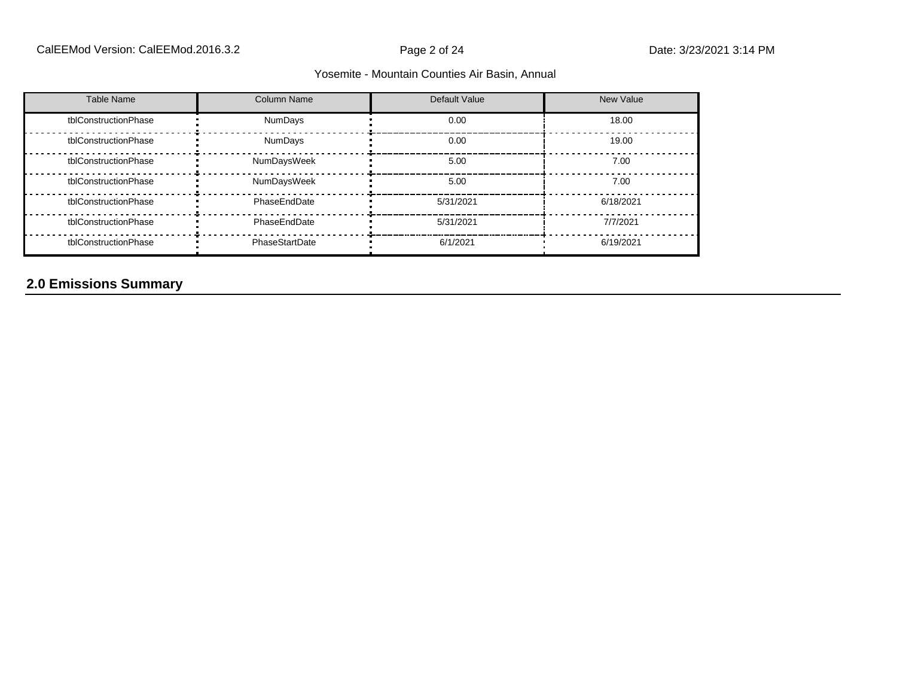| Table Name | Column Name | Default Value | New Value |
|---|---|---|---|
| tblConstructionPhase | NumDays | 0.00 | 18.00 |
| tblConstructionPhase | NumDays | 0.00 | 19.00 |
| tblConstructionPhase | NumDaysWeek | 5.00 | 7.00 |
| tblConstructionPhase | NumDaysWeek | 5.00 | 7.00 |
| tblConstructionPhase | PhaseEndDate | 5/31/2021 | 6/18/2021 |
| tblConstructionPhase | PhaseEndDate | 5/31/2021 | 7/7/2021 |
| tblConstructionPhase | PhaseStartDate | 6/1/2021 | 6/19/2021 |

## 2.0 Emissions Summary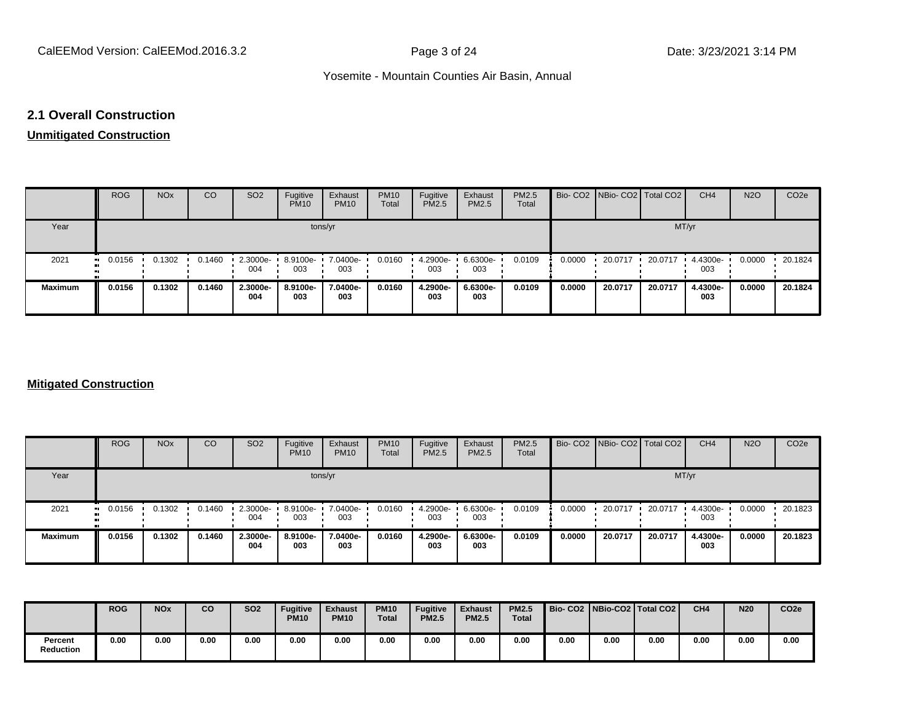## 2.1 Overall Construction

**Unmitigated Construction**

| | ROG | NOx | CO | SO2 | Fugitive PM10 | Exhaust PM10 | PM10 Total | Fugitive PM2.5 | Exhaust PM2.5 | PM2.5 Total | Bio- CO2 | NBio- CO2 | Total CO2 | CH4 | N2O | CO2e |
|---|---|---|---|---|---|---|---|---|---|---|---|---|---|---|---|---|
| Year | tons/yr | | | | | | | | | | MT/yr | | | | | |
| 2021 | 0.0156 | 0.1302 | 0.1460 | 2.3000e-004 | 8.9100e-003 | 7.0400e-003 | 0.0160 | 4.2900e-003 | 6.6300e-003 | 0.0109 | 0.0000 | 20.0717 | 20.0717 | 4.4300e-003 | 0.0000 | 20.1824 |
| **Maximum** | **0.0156** | **0.1302** | **0.1460** | **2.3000e-004** | **8.9100e-003** | **7.0400e-003** | **0.0160** | **4.2900e-003** | **6.6300e-003** | **0.0109** | **0.0000** | **20.0717** | **20.0717** | **4.4300e-003** | **0.0000** | **20.1824** |

**Mitigated Construction**

| | ROG | NOx | CO | SO2 | Fugitive PM10 | Exhaust PM10 | PM10 Total | Fugitive PM2.5 | Exhaust PM2.5 | PM2.5 Total | Bio- CO2 | NBio- CO2 | Total CO2 | CH4 | N2O | CO2e |
|---|---|---|---|---|---|---|---|---|---|---|---|---|---|---|---|---|
| Year | tons/yr | | | | | | | | | | MT/yr | | | | | |
| 2021 | 0.0156 | 0.1302 | 0.1460 | 2.3000e-004 | 8.9100e-003 | 7.0400e-003 | 0.0160 | 4.2900e-003 | 6.6300e-003 | 0.0109 | 0.0000 | 20.0717 | 20.0717 | 4.4300e-003 | 0.0000 | 20.1823 |
| **Maximum** | **0.0156** | **0.1302** | **0.1460** | **2.3000e-004** | **8.9100e-003** | **7.0400e-003** | **0.0160** | **4.2900e-003** | **6.6300e-003** | **0.0109** | **0.0000** | **20.0717** | **20.0717** | **4.4300e-003** | **0.0000** | **20.1823** |

| | **ROG** | **NOx** | **CO** | **SO2** | **Fugitive PM10** | **Exhaust PM10** | **PM10 Total** | **Fugitive PM2.5** | **Exhaust PM2.5** | **PM2.5 Total** | **Bio- CO2** | **NBio-CO2** | **Total CO2** | **CH4** | **N20** | **CO2e** |
|---|---|---|---|---|---|---|---|---|---|---|---|---|---|---|---|---|
| **Percent Reduction** | **0.00** | **0.00** | **0.00** | **0.00** | **0.00** | **0.00** | **0.00** | **0.00** | **0.00** | **0.00** | **0.00** | **0.00** | **0.00** | **0.00** | **0.00** | **0.00** |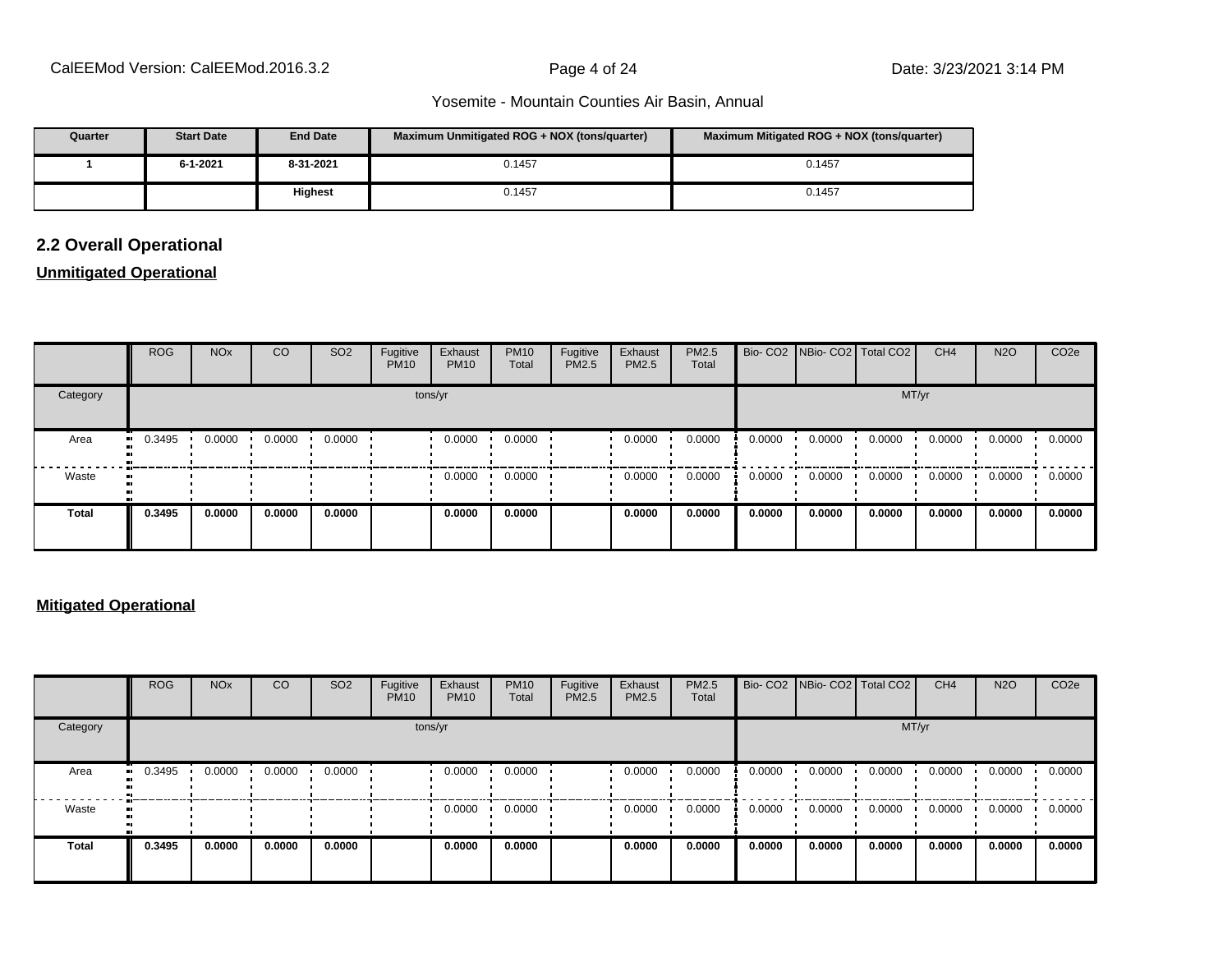| Quarter | Start Date | End Date | Maximum Unmitigated ROG + NOX (tons/quarter) | Maximum Mitigated ROG + NOX (tons/quarter) |
| --- | --- | --- | --- | --- |
| 1 | 6-1-2021 | 8-31-2021 | 0.1457 | 0.1457 |
| | | Highest | 0.1457 | 0.1457 |

## 2.2 Overall Operational

### Unmitigated Operational

| | ROG | NOx | CO | SO2 | Fugitive PM10 | Exhaust PM10 | PM10 Total | Fugitive PM2.5 | Exhaust PM2.5 | PM2.5 Total | Bio- CO2 | NBio- CO2 | Total CO2 | CH4 | N2O | CO2e |
| --- | --- | --- | --- | --- | --- | --- | --- | --- | --- | --- | --- | --- | --- | --- | --- | --- |
| Category | tons/yr | | | | | | | | | | MT/yr | | | | | |
| Area | 0.3495 | 0.0000 | 0.0000 | 0.0000 | | 0.0000 | 0.0000 | | 0.0000 | 0.0000 | 0.0000 | 0.0000 | 0.0000 | 0.0000 | 0.0000 | 0.0000 |
| Waste | | | | | | 0.0000 | 0.0000 | | 0.0000 | 0.0000 | 0.0000 | 0.0000 | 0.0000 | 0.0000 | 0.0000 | 0.0000 |
| **Total** | **0.3495** | **0.0000** | **0.0000** | **0.0000** | | **0.0000** | **0.0000** | | **0.0000** | **0.0000** | **0.0000** | **0.0000** | **0.0000** | **0.0000** | **0.0000** | **0.0000** |

### Mitigated Operational

| | ROG | NOx | CO | SO2 | Fugitive PM10 | Exhaust PM10 | PM10 Total | Fugitive PM2.5 | Exhaust PM2.5 | PM2.5 Total | Bio- CO2 | NBio- CO2 | Total CO2 | CH4 | N2O | CO2e |
| --- | --- | --- | --- | --- | --- | --- | --- | --- | --- | --- | --- | --- | --- | --- | --- | --- |
| Category | tons/yr | | | | | | | | | | MT/yr | | | | | |
| Area | 0.3495 | 0.0000 | 0.0000 | 0.0000 | | 0.0000 | 0.0000 | | 0.0000 | 0.0000 | 0.0000 | 0.0000 | 0.0000 | 0.0000 | 0.0000 | 0.0000 |
| Waste | | | | | | 0.0000 | 0.0000 | | 0.0000 | 0.0000 | 0.0000 | 0.0000 | 0.0000 | 0.0000 | 0.0000 | 0.0000 |
| **Total** | **0.3495** | **0.0000** | **0.0000** | **0.0000** | | **0.0000** | **0.0000** | | **0.0000** | **0.0000** | **0.0000** | **0.0000** | **0.0000** | **0.0000** | **0.0000** | **0.0000** |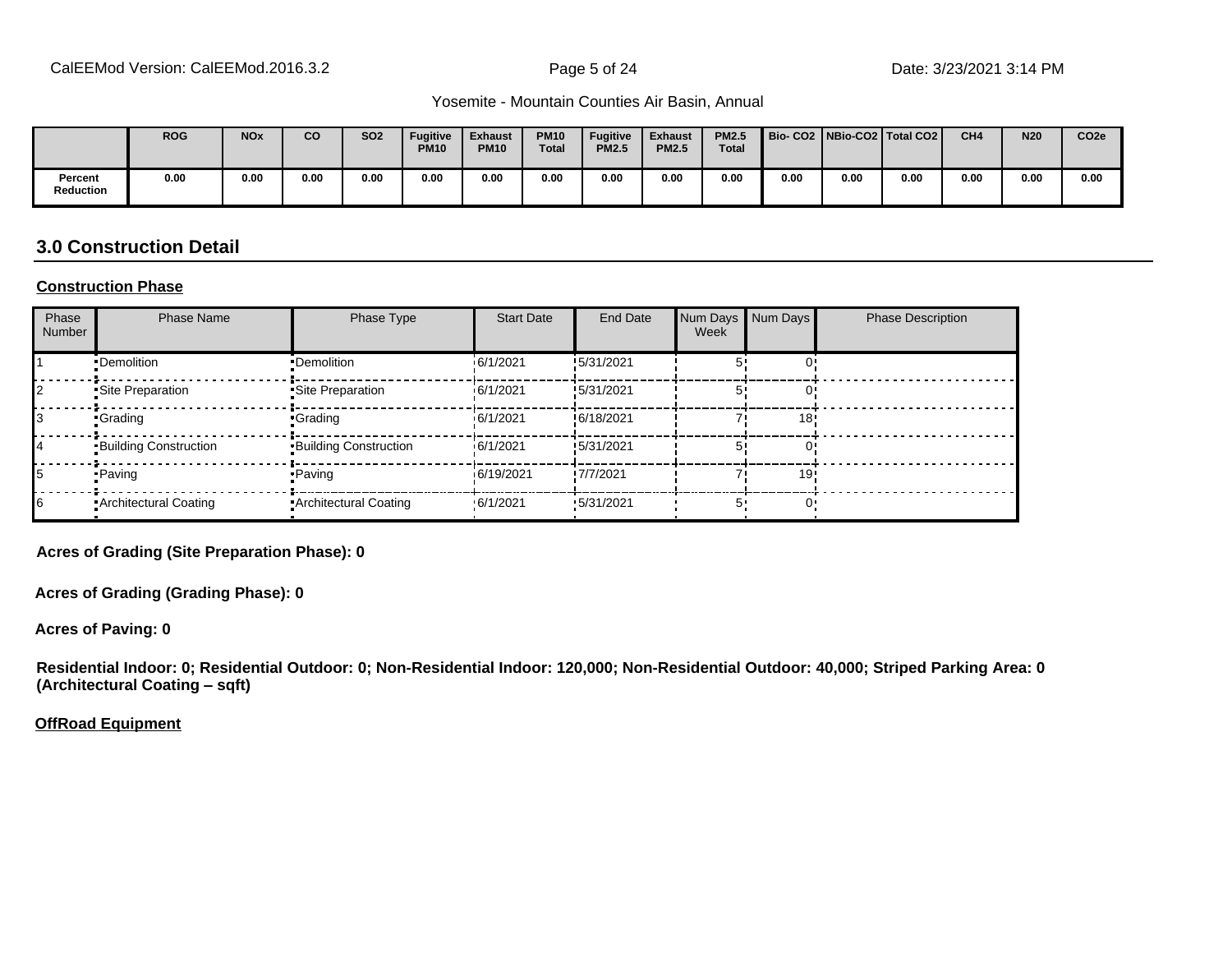| | ROG | NOx | CO | SO2 | Fugitive PM10 | Exhaust PM10 | PM10 Total | Fugitive PM2.5 | Exhaust PM2.5 | PM2.5 Total | Bio- CO2 | NBio-CO2 | Total CO2 | CH4 | N20 | CO2e |
|---|---|---|---|---|---|---|---|---|---|---|---|---|---|---|---|---|
| Percent Reduction | 0.00 | 0.00 | 0.00 | 0.00 | 0.00 | 0.00 | 0.00 | 0.00 | 0.00 | 0.00 | 0.00 | 0.00 | 0.00 | 0.00 | 0.00 | 0.00 |

## 3.0 Construction Detail

**Construction Phase**

| Phase Number | Phase Name | Phase Type | Start Date | End Date | Num Days Week | Num Days | Phase Description |
|---|---|---|---|---|---|---|---|
| 1 | Demolition | Demolition | 6/1/2021 | 5/31/2021 | 5 | 0 | |
| 2 | Site Preparation | Site Preparation | 6/1/2021 | 5/31/2021 | 5 | 0 | |
| 3 | Grading | Grading | 6/1/2021 | 6/18/2021 | 7 | 18 | |
| 4 | Building Construction | Building Construction | 6/1/2021 | 5/31/2021 | 5 | 0 | |
| 5 | Paving | Paving | 6/19/2021 | 7/7/2021 | 7 | 19 | |
| 6 | Architectural Coating | Architectural Coating | 6/1/2021 | 5/31/2021 | 5 | 0 | |

**Acres of Grading (Site Preparation Phase): 0**

**Acres of Grading (Grading Phase): 0**

**Acres of Paving: 0**

**Residential Indoor: 0; Residential Outdoor: 0; Non-Residential Indoor: 120,000; Non-Residential Outdoor: 40,000; Striped Parking Area: 0 (Architectural Coating – sqft)**

**OffRoad Equipment**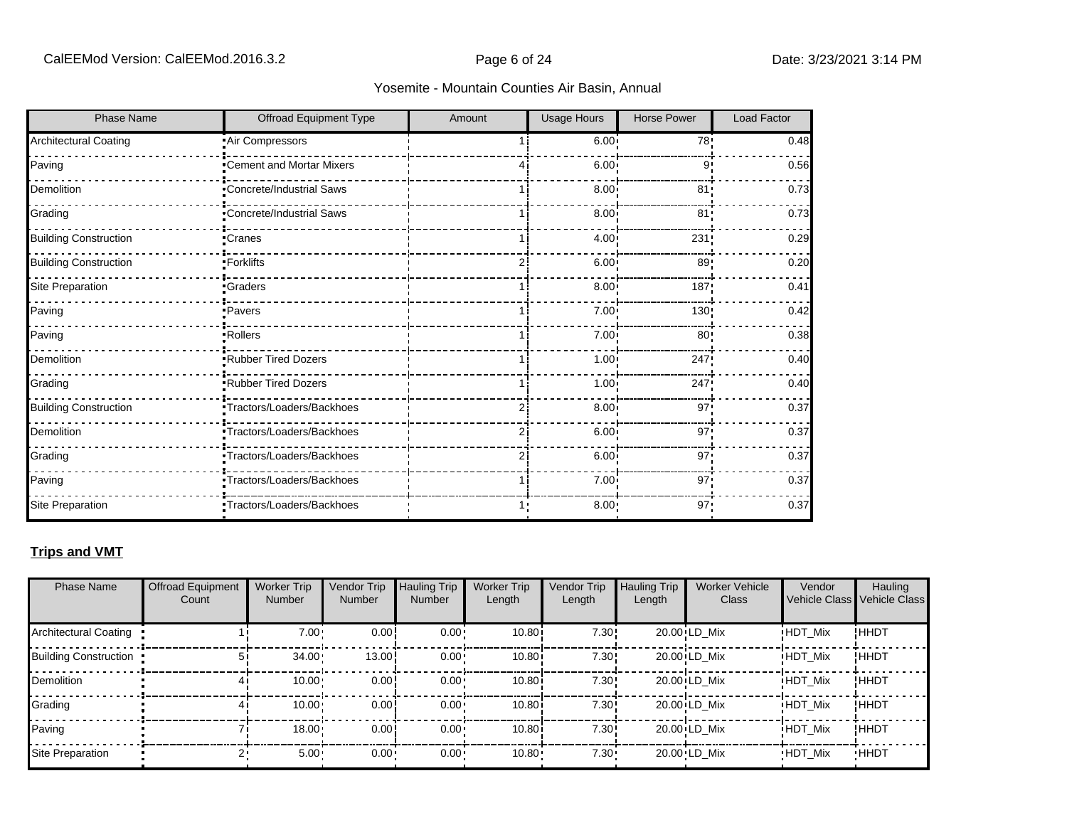| Phase Name | Offroad Equipment Type | Amount | Usage Hours | Horse Power | Load Factor |
|---|---|---|---|---|---|
| Architectural Coating | Air Compressors | 1 | 6.00 | 78 | 0.48 |
| Paving | Cement and Mortar Mixers | 4 | 6.00 | 9 | 0.56 |
| Demolition | Concrete/Industrial Saws | 1 | 8.00 | 81 | 0.73 |
| Grading | Concrete/Industrial Saws | 1 | 8.00 | 81 | 0.73 |
| Building Construction | Cranes | 1 | 4.00 | 231 | 0.29 |
| Building Construction | Forklifts | 2 | 6.00 | 89 | 0.20 |
| Site Preparation | Graders | 1 | 8.00 | 187 | 0.41 |
| Paving | Pavers | 1 | 7.00 | 130 | 0.42 |
| Paving | Rollers | 1 | 7.00 | 80 | 0.38 |
| Demolition | Rubber Tired Dozers | 1 | 1.00 | 247 | 0.40 |
| Grading | Rubber Tired Dozers | 1 | 1.00 | 247 | 0.40 |
| Building Construction | Tractors/Loaders/Backhoes | 2 | 8.00 | 97 | 0.37 |
| Demolition | Tractors/Loaders/Backhoes | 2 | 6.00 | 97 | 0.37 |
| Grading | Tractors/Loaders/Backhoes | 2 | 6.00 | 97 | 0.37 |
| Paving | Tractors/Loaders/Backhoes | 1 | 7.00 | 97 | 0.37 |
| Site Preparation | Tractors/Loaders/Backhoes | 1 | 8.00 | 97 | 0.37 |

**Trips and VMT**

| Phase Name | Offroad Equipment Count | Worker Trip Number | Vendor Trip Number | Hauling Trip Number | Worker Trip Length | Vendor Trip Length | Hauling Trip Length | Worker Vehicle Class | Vendor Vehicle Class | Hauling Vehicle Class |
|---|---|---|---|---|---|---|---|---|---|---|
| Architectural Coating | 1 | 7.00 | 0.00 | 0.00 | 10.80 | 7.30 | 20.00 | LD_Mix | HDT_Mix | HHDT |
| Building Construction | 5 | 34.00 | 13.00 | 0.00 | 10.80 | 7.30 | 20.00 | LD_Mix | HDT_Mix | HHDT |
| Demolition | 4 | 10.00 | 0.00 | 0.00 | 10.80 | 7.30 | 20.00 | LD_Mix | HDT_Mix | HHDT |
| Grading | 4 | 10.00 | 0.00 | 0.00 | 10.80 | 7.30 | 20.00 | LD_Mix | HDT_Mix | HHDT |
| Paving | 7 | 18.00 | 0.00 | 0.00 | 10.80 | 7.30 | 20.00 | LD_Mix | HDT_Mix | HHDT |
| Site Preparation | 2 | 5.00 | 0.00 | 0.00 | 10.80 | 7.30 | 20.00 | LD_Mix | HDT_Mix | HHDT |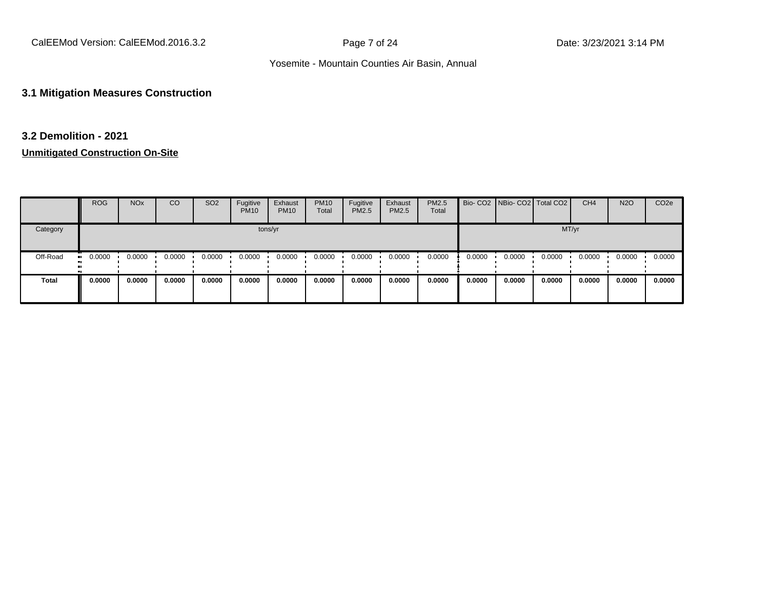### 3.1 Mitigation Measures Construction

### 3.2 Demolition - 2021

**Unmitigated Construction On-Site**

| | ROG | NOx | CO | SO2 | Fugitive PM10 | Exhaust PM10 | PM10 Total | Fugitive PM2.5 | Exhaust PM2.5 | PM2.5 Total | Bio- CO2 | NBio- CO2 | Total CO2 | CH4 | N2O | CO2e |
|---|---|---|---|---|---|---|---|---|---|---|---|---|---|---|---|---|
| Category | tons/yr | | | | | | | | | | MT/yr | | | | | |
| Off-Road | 0.0000 | 0.0000 | 0.0000 | 0.0000 | 0.0000 | 0.0000 | 0.0000 | 0.0000 | 0.0000 | 0.0000 | 0.0000 | 0.0000 | 0.0000 | 0.0000 | 0.0000 | 0.0000 |
| **Total** | **0.0000** | **0.0000** | **0.0000** | **0.0000** | **0.0000** | **0.0000** | **0.0000** | **0.0000** | **0.0000** | **0.0000** | **0.0000** | **0.0000** | **0.0000** | **0.0000** | **0.0000** | **0.0000** |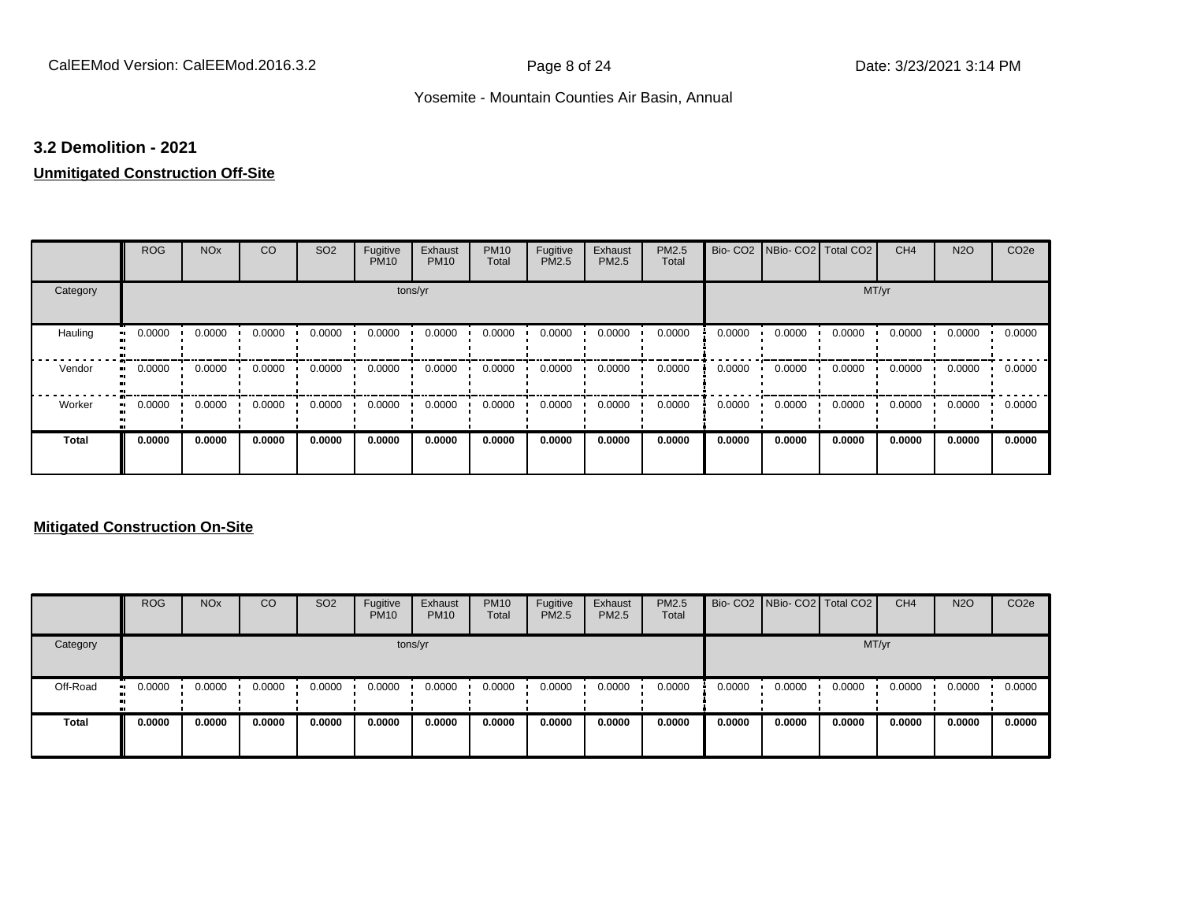## 3.2 Demolition - 2021

**Unmitigated Construction Off-Site**

| | ROG | NOx | CO | SO2 | Fugitive PM10 | Exhaust PM10 | PM10 Total | Fugitive PM2.5 | Exhaust PM2.5 | PM2.5 Total | Bio- CO2 | NBio- CO2 | Total CO2 | CH4 | N2O | CO2e |
|---|---|---|---|---|---|---|---|---|---|---|---|---|---|---|---|---|
| Category | tons/yr | | | | | | | | | | MT/yr | | | | | |
| Hauling | 0.0000 | 0.0000 | 0.0000 | 0.0000 | 0.0000 | 0.0000 | 0.0000 | 0.0000 | 0.0000 | 0.0000 | 0.0000 | 0.0000 | 0.0000 | 0.0000 | 0.0000 | 0.0000 |
| Vendor | 0.0000 | 0.0000 | 0.0000 | 0.0000 | 0.0000 | 0.0000 | 0.0000 | 0.0000 | 0.0000 | 0.0000 | 0.0000 | 0.0000 | 0.0000 | 0.0000 | 0.0000 | 0.0000 |
| Worker | 0.0000 | 0.0000 | 0.0000 | 0.0000 | 0.0000 | 0.0000 | 0.0000 | 0.0000 | 0.0000 | 0.0000 | 0.0000 | 0.0000 | 0.0000 | 0.0000 | 0.0000 | 0.0000 |
| **Total** | **0.0000** | **0.0000** | **0.0000** | **0.0000** | **0.0000** | **0.0000** | **0.0000** | **0.0000** | **0.0000** | **0.0000** | **0.0000** | **0.0000** | **0.0000** | **0.0000** | **0.0000** | **0.0000** |

**Mitigated Construction On-Site**

| | ROG | NOx | CO | SO2 | Fugitive PM10 | Exhaust PM10 | PM10 Total | Fugitive PM2.5 | Exhaust PM2.5 | PM2.5 Total | Bio- CO2 | NBio- CO2 | Total CO2 | CH4 | N2O | CO2e |
|---|---|---|---|---|---|---|---|---|---|---|---|---|---|---|---|---|
| Category | tons/yr | | | | | | | | | | MT/yr | | | | | |
| Off-Road | 0.0000 | 0.0000 | 0.0000 | 0.0000 | 0.0000 | 0.0000 | 0.0000 | 0.0000 | 0.0000 | 0.0000 | 0.0000 | 0.0000 | 0.0000 | 0.0000 | 0.0000 | 0.0000 |
| **Total** | **0.0000** | **0.0000** | **0.0000** | **0.0000** | **0.0000** | **0.0000** | **0.0000** | **0.0000** | **0.0000** | **0.0000** | **0.0000** | **0.0000** | **0.0000** | **0.0000** | **0.0000** | **0.0000** |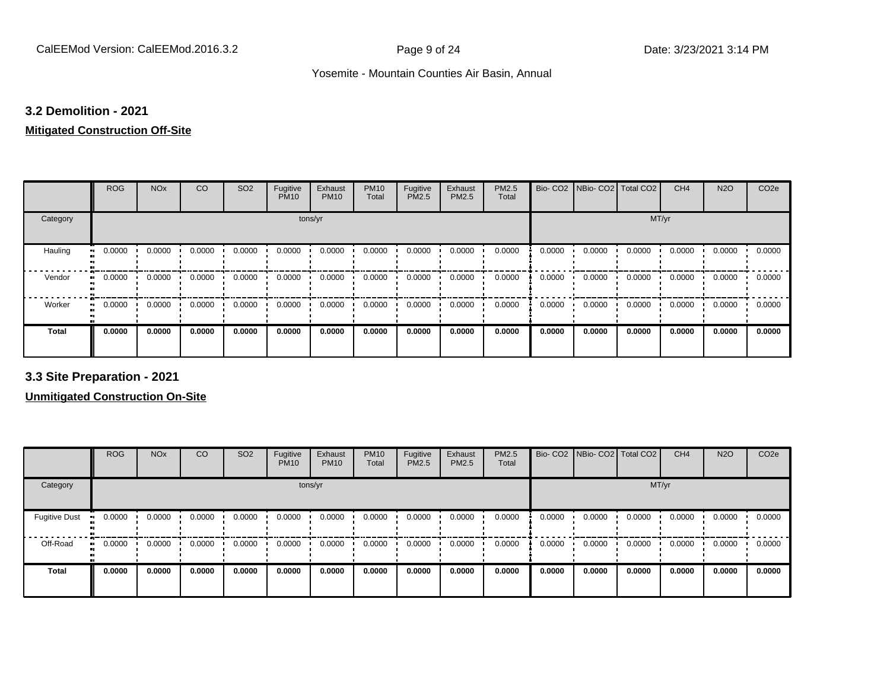### 3.2 Demolition - 2021

**Mitigated Construction Off-Site**

| | ROG | NOx | CO | SO2 | Fugitive PM10 | Exhaust PM10 | PM10 Total | Fugitive PM2.5 | Exhaust PM2.5 | PM2.5 Total | Bio- CO2 | NBio- CO2 | Total CO2 | CH4 | N2O | CO2e |
|---|---|---|---|---|---|---|---|---|---|---|---|---|---|---|---|---|
| Category | tons/yr | | | | | | | | | | MT/yr | | | | | |
| Hauling | 0.0000 | 0.0000 | 0.0000 | 0.0000 | 0.0000 | 0.0000 | 0.0000 | 0.0000 | 0.0000 | 0.0000 | 0.0000 | 0.0000 | 0.0000 | 0.0000 | 0.0000 | 0.0000 |
| Vendor | 0.0000 | 0.0000 | 0.0000 | 0.0000 | 0.0000 | 0.0000 | 0.0000 | 0.0000 | 0.0000 | 0.0000 | 0.0000 | 0.0000 | 0.0000 | 0.0000 | 0.0000 | 0.0000 |
| Worker | 0.0000 | 0.0000 | 0.0000 | 0.0000 | 0.0000 | 0.0000 | 0.0000 | 0.0000 | 0.0000 | 0.0000 | 0.0000 | 0.0000 | 0.0000 | 0.0000 | 0.0000 | 0.0000 |
| **Total** | **0.0000** | **0.0000** | **0.0000** | **0.0000** | **0.0000** | **0.0000** | **0.0000** | **0.0000** | **0.0000** | **0.0000** | **0.0000** | **0.0000** | **0.0000** | **0.0000** | **0.0000** | **0.0000** |

### 3.3 Site Preparation - 2021

**Unmitigated Construction On-Site**

| | ROG | NOx | CO | SO2 | Fugitive PM10 | Exhaust PM10 | PM10 Total | Fugitive PM2.5 | Exhaust PM2.5 | PM2.5 Total | Bio- CO2 | NBio- CO2 | Total CO2 | CH4 | N2O | CO2e |
|---|---|---|---|---|---|---|---|---|---|---|---|---|---|---|---|---|
| Category | tons/yr | | | | | | | | | | MT/yr | | | | | |
| Fugitive Dust | 0.0000 | 0.0000 | 0.0000 | 0.0000 | 0.0000 | 0.0000 | 0.0000 | 0.0000 | 0.0000 | 0.0000 | 0.0000 | 0.0000 | 0.0000 | 0.0000 | 0.0000 | 0.0000 |
| Off-Road | 0.0000 | 0.0000 | 0.0000 | 0.0000 | 0.0000 | 0.0000 | 0.0000 | 0.0000 | 0.0000 | 0.0000 | 0.0000 | 0.0000 | 0.0000 | 0.0000 | 0.0000 | 0.0000 |
| **Total** | **0.0000** | **0.0000** | **0.0000** | **0.0000** | **0.0000** | **0.0000** | **0.0000** | **0.0000** | **0.0000** | **0.0000** | **0.0000** | **0.0000** | **0.0000** | **0.0000** | **0.0000** | **0.0000** |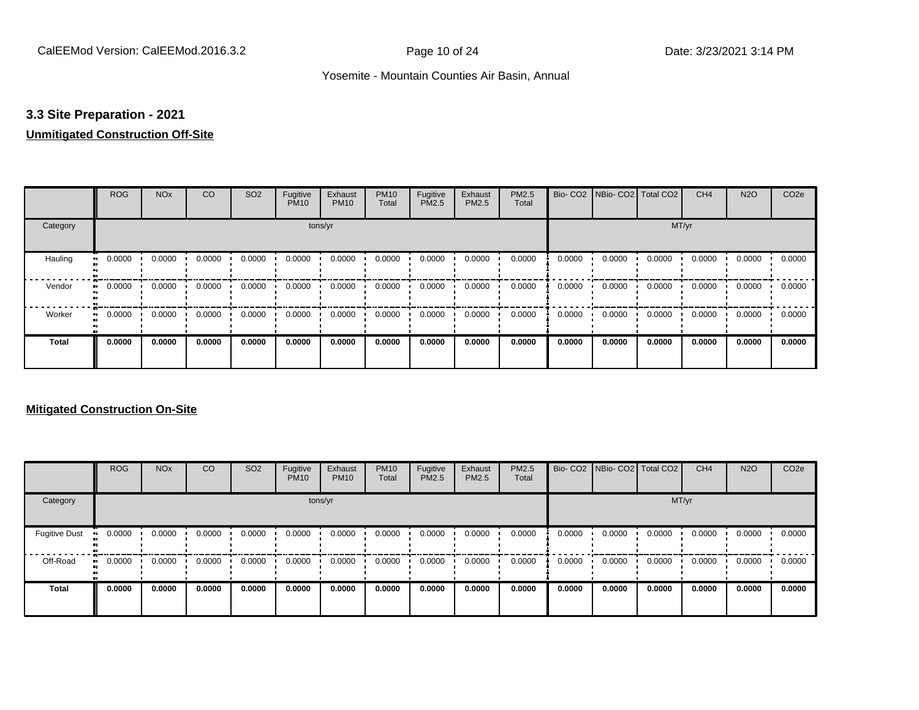### 3.3 Site Preparation - 2021

**Unmitigated Construction Off-Site**

| | ROG | NOx | CO | SO2 | Fugitive PM10 | Exhaust PM10 | PM10 Total | Fugitive PM2.5 | Exhaust PM2.5 | PM2.5 Total | Bio- CO2 | NBio- CO2 | Total CO2 | CH4 | N2O | CO2e |
|---|---|---|---|---|---|---|---|---|---|---|---|---|---|---|---|---|
| Category | tons/yr | | | | | | | | | | MT/yr | | | | | |
| Hauling | 0.0000 | 0.0000 | 0.0000 | 0.0000 | 0.0000 | 0.0000 | 0.0000 | 0.0000 | 0.0000 | 0.0000 | 0.0000 | 0.0000 | 0.0000 | 0.0000 | 0.0000 | 0.0000 |
| Vendor | 0.0000 | 0.0000 | 0.0000 | 0.0000 | 0.0000 | 0.0000 | 0.0000 | 0.0000 | 0.0000 | 0.0000 | 0.0000 | 0.0000 | 0.0000 | 0.0000 | 0.0000 | 0.0000 |
| Worker | 0.0000 | 0.0000 | 0.0000 | 0.0000 | 0.0000 | 0.0000 | 0.0000 | 0.0000 | 0.0000 | 0.0000 | 0.0000 | 0.0000 | 0.0000 | 0.0000 | 0.0000 | 0.0000 |
| **Total** | **0.0000** | **0.0000** | **0.0000** | **0.0000** | **0.0000** | **0.0000** | **0.0000** | **0.0000** | **0.0000** | **0.0000** | **0.0000** | **0.0000** | **0.0000** | **0.0000** | **0.0000** | **0.0000** |

**Mitigated Construction On-Site**

| | ROG | NOx | CO | SO2 | Fugitive PM10 | Exhaust PM10 | PM10 Total | Fugitive PM2.5 | Exhaust PM2.5 | PM2.5 Total | Bio- CO2 | NBio- CO2 | Total CO2 | CH4 | N2O | CO2e |
|---|---|---|---|---|---|---|---|---|---|---|---|---|---|---|---|---|
| Category | tons/yr | | | | | | | | | | MT/yr | | | | | |
| Fugitive Dust | 0.0000 | 0.0000 | 0.0000 | 0.0000 | 0.0000 | 0.0000 | 0.0000 | 0.0000 | 0.0000 | 0.0000 | 0.0000 | 0.0000 | 0.0000 | 0.0000 | 0.0000 | 0.0000 |
| Off-Road | 0.0000 | 0.0000 | 0.0000 | 0.0000 | 0.0000 | 0.0000 | 0.0000 | 0.0000 | 0.0000 | 0.0000 | 0.0000 | 0.0000 | 0.0000 | 0.0000 | 0.0000 | 0.0000 |
| **Total** | **0.0000** | **0.0000** | **0.0000** | **0.0000** | **0.0000** | **0.0000** | **0.0000** | **0.0000** | **0.0000** | **0.0000** | **0.0000** | **0.0000** | **0.0000** | **0.0000** | **0.0000** | **0.0000** |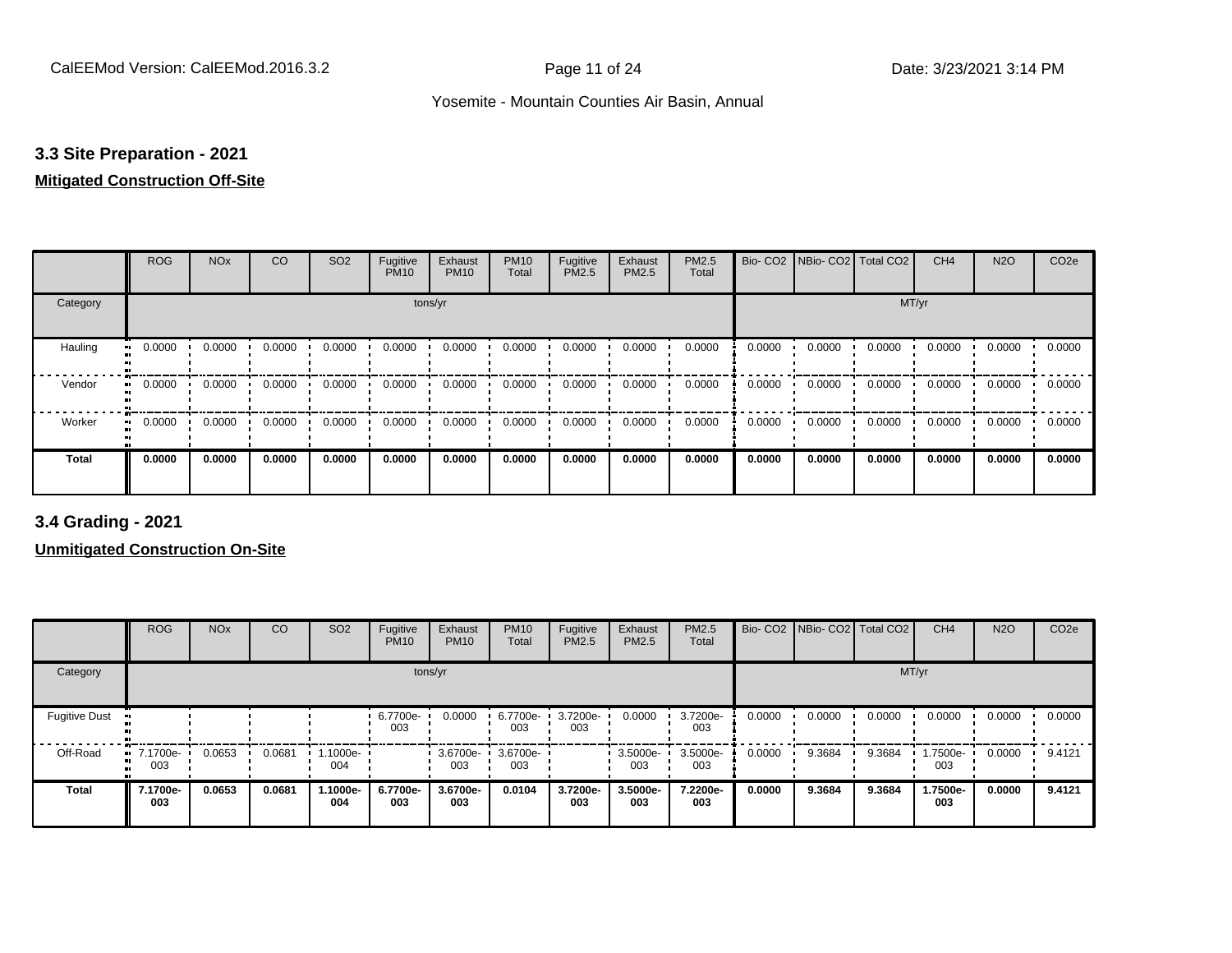### 3.3 Site Preparation - 2021

**Mitigated Construction Off-Site**

| | ROG | NOx | CO | SO2 | Fugitive PM10 | Exhaust PM10 | PM10 Total | Fugitive PM2.5 | Exhaust PM2.5 | PM2.5 Total | Bio- CO2 | NBio- CO2 | Total CO2 | CH4 | N2O | CO2e |
|---|---|---|---|---|---|---|---|---|---|---|---|---|---|---|---|---|
| Category | | | | | | tons/yr | | | | | | | | MT/yr | | |
| Hauling | 0.0000 | 0.0000 | 0.0000 | 0.0000 | 0.0000 | 0.0000 | 0.0000 | 0.0000 | 0.0000 | 0.0000 | 0.0000 | 0.0000 | 0.0000 | 0.0000 | 0.0000 | 0.0000 |
| Vendor | 0.0000 | 0.0000 | 0.0000 | 0.0000 | 0.0000 | 0.0000 | 0.0000 | 0.0000 | 0.0000 | 0.0000 | 0.0000 | 0.0000 | 0.0000 | 0.0000 | 0.0000 | 0.0000 |
| Worker | 0.0000 | 0.0000 | 0.0000 | 0.0000 | 0.0000 | 0.0000 | 0.0000 | 0.0000 | 0.0000 | 0.0000 | 0.0000 | 0.0000 | 0.0000 | 0.0000 | 0.0000 | 0.0000 |
| **Total** | **0.0000** | **0.0000** | **0.0000** | **0.0000** | **0.0000** | **0.0000** | **0.0000** | **0.0000** | **0.0000** | **0.0000** | **0.0000** | **0.0000** | **0.0000** | **0.0000** | **0.0000** | **0.0000** |

### 3.4 Grading - 2021

**Unmitigated Construction On-Site**

| | ROG | NOx | CO | SO2 | Fugitive PM10 | Exhaust PM10 | PM10 Total | Fugitive PM2.5 | Exhaust PM2.5 | PM2.5 Total | Bio- CO2 | NBio- CO2 | Total CO2 | CH4 | N2O | CO2e |
|---|---|---|---|---|---|---|---|---|---|---|---|---|---|---|---|---|
| Category | | | | | | tons/yr | | | | | | | | MT/yr | | |
| Fugitive Dust | | | | | 6.7700e-003 | 0.0000 | 6.7700e-003 | 3.7200e-003 | 0.0000 | 3.7200e-003 | 0.0000 | 0.0000 | 0.0000 | 0.0000 | 0.0000 | 0.0000 |
| Off-Road | 7.1700e-003 | 0.0653 | 0.0681 | 1.1000e-004 | | 3.6700e-003 | 3.6700e-003 | | 3.5000e-003 | 3.5000e-003 | 0.0000 | 9.3684 | 9.3684 | 1.7500e-003 | 0.0000 | 9.4121 |
| **Total** | **7.1700e-003** | **0.0653** | **0.0681** | **1.1000e-004** | **6.7700e-003** | **3.6700e-003** | **0.0104** | **3.7200e-003** | **3.5000e-003** | **7.2200e-003** | **0.0000** | **9.3684** | **9.3684** | **1.7500e-003** | **0.0000** | **9.4121** |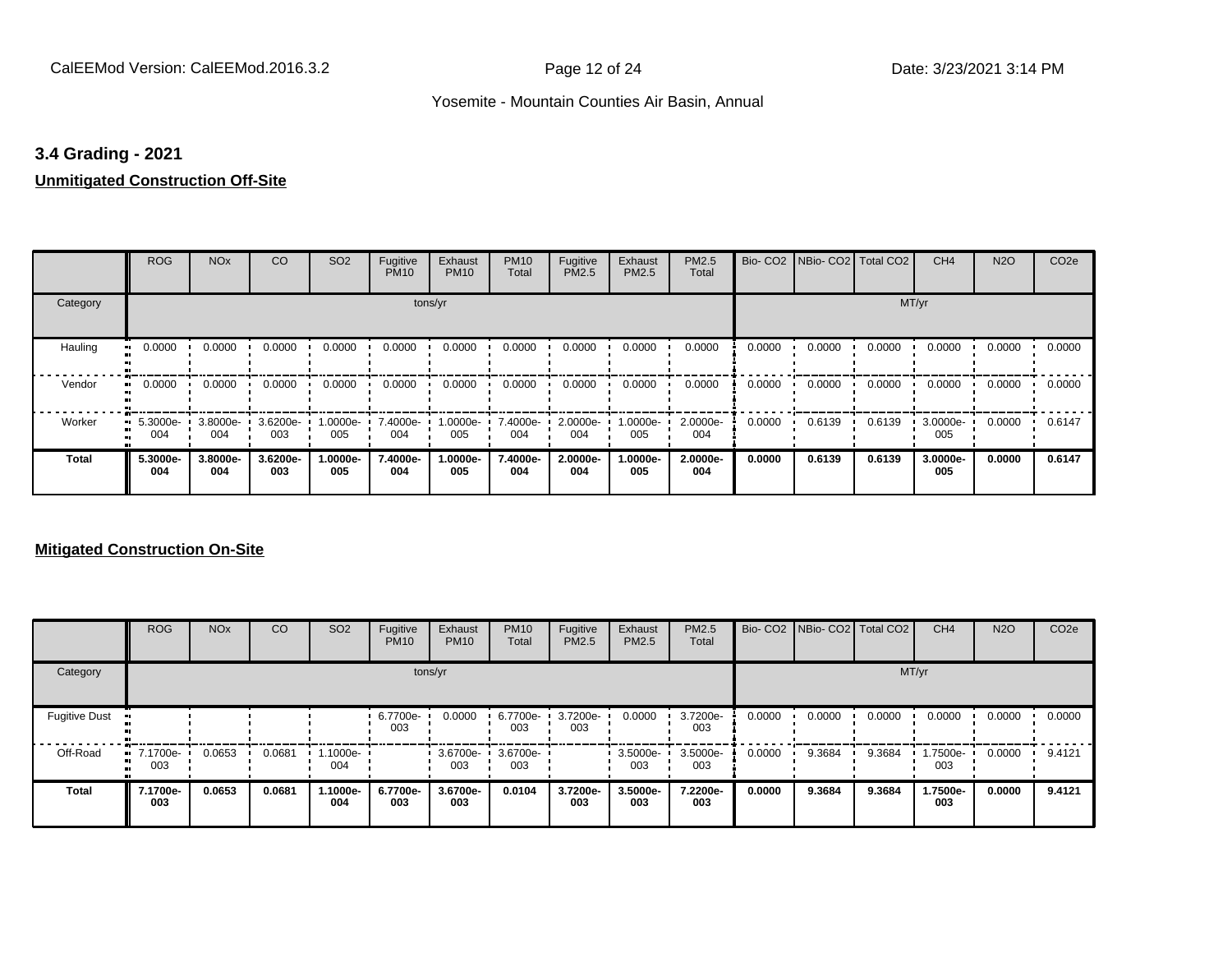## 3.4 Grading - 2021

**Unmitigated Construction Off-Site**

| | ROG | NOx | CO | SO2 | Fugitive PM10 | Exhaust PM10 | PM10 Total | Fugitive PM2.5 | Exhaust PM2.5 | PM2.5 Total | Bio- CO2 | NBio- CO2 | Total CO2 | CH4 | N2O | CO2e |
|---|---|---|---|---|---|---|---|---|---|---|---|---|---|---|---|---|
| Category | tons/yr | | | | | | | | | | MT/yr | | | | | |
| Hauling | 0.0000 | 0.0000 | 0.0000 | 0.0000 | 0.0000 | 0.0000 | 0.0000 | 0.0000 | 0.0000 | 0.0000 | 0.0000 | 0.0000 | 0.0000 | 0.0000 | 0.0000 | 0.0000 |
| Vendor | 0.0000 | 0.0000 | 0.0000 | 0.0000 | 0.0000 | 0.0000 | 0.0000 | 0.0000 | 0.0000 | 0.0000 | 0.0000 | 0.0000 | 0.0000 | 0.0000 | 0.0000 | 0.0000 |
| Worker | 5.3000e-004 | 3.8000e-004 | 3.6200e-003 | 1.0000e-005 | 7.4000e-004 | 1.0000e-005 | 7.4000e-004 | 2.0000e-004 | 1.0000e-005 | 2.0000e-004 | 0.0000 | 0.6139 | 0.6139 | 3.0000e-005 | 0.0000 | 0.6147 |
| **Total** | **5.3000e-004** | **3.8000e-004** | **3.6200e-003** | **1.0000e-005** | **7.4000e-004** | **1.0000e-005** | **7.4000e-004** | **2.0000e-004** | **1.0000e-005** | **2.0000e-004** | **0.0000** | **0.6139** | **0.6139** | **3.0000e-005** | **0.0000** | **0.6147** |

**Mitigated Construction On-Site**

| | ROG | NOx | CO | SO2 | Fugitive PM10 | Exhaust PM10 | PM10 Total | Fugitive PM2.5 | Exhaust PM2.5 | PM2.5 Total | Bio- CO2 | NBio- CO2 | Total CO2 | CH4 | N2O | CO2e |
|---|---|---|---|---|---|---|---|---|---|---|---|---|---|---|---|---|
| Category | tons/yr | | | | | | | | | | MT/yr | | | | | |
| Fugitive Dust | | | | | 6.7700e-003 | 0.0000 | 6.7700e-003 | 3.7200e-003 | 0.0000 | 3.7200e-003 | 0.0000 | 0.0000 | 0.0000 | 0.0000 | 0.0000 | 0.0000 |
| Off-Road | 7.1700e-003 | 0.0653 | 0.0681 | 1.1000e-004 | | 3.6700e-003 | 3.6700e-003 | | 3.5000e-003 | 3.5000e-003 | 0.0000 | 9.3684 | 9.3684 | 1.7500e-003 | 0.0000 | 9.4121 |
| **Total** | **7.1700e-003** | **0.0653** | **0.0681** | **1.1000e-004** | **6.7700e-003** | **3.6700e-003** | **0.0104** | **3.7200e-003** | **3.5000e-003** | **7.2200e-003** | **0.0000** | **9.3684** | **9.3684** | **1.7500e-003** | **0.0000** | **9.4121** |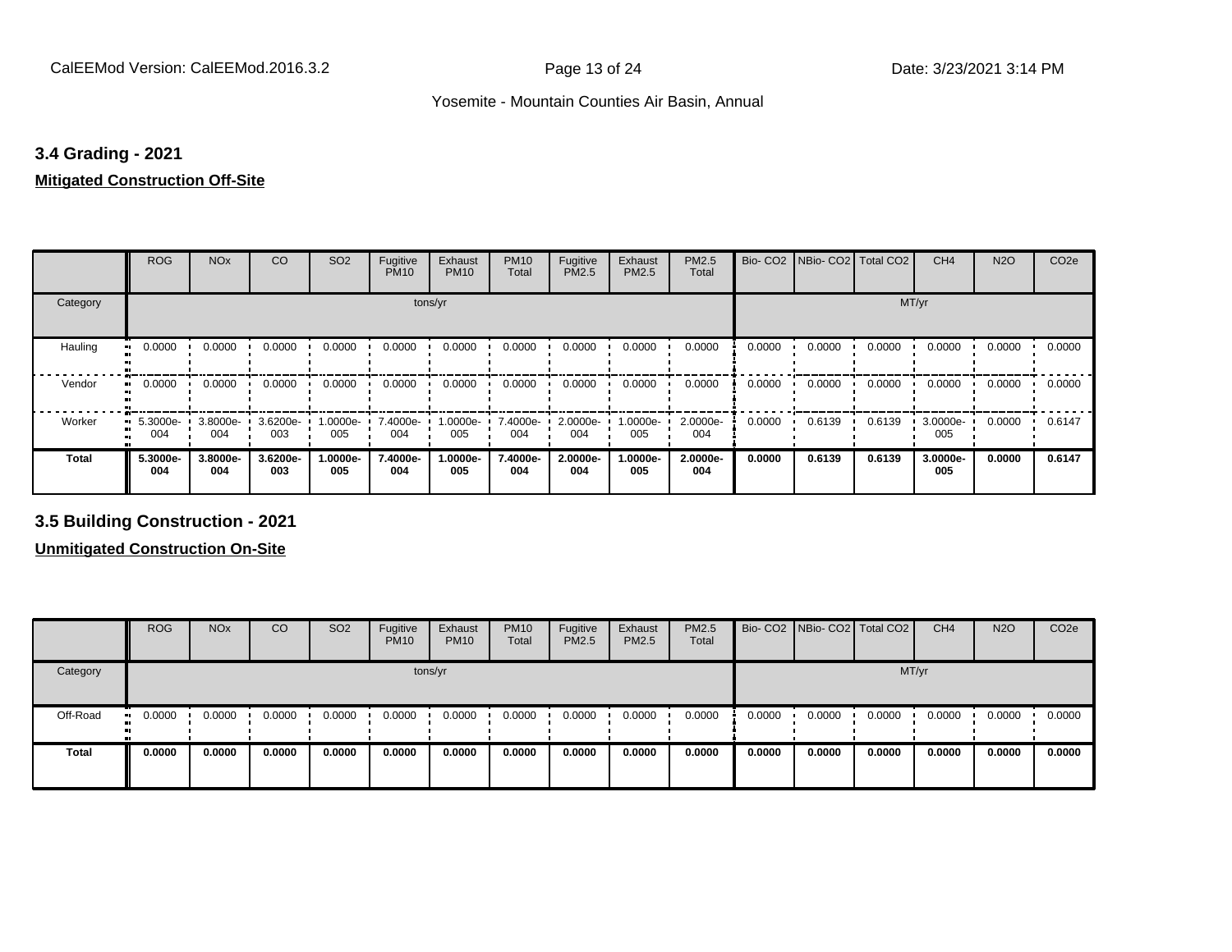## 3.4 Grading - 2021

**Mitigated Construction Off-Site**

| | ROG | NOx | CO | SO2 | Fugitive PM10 | Exhaust PM10 | PM10 Total | Fugitive PM2.5 | Exhaust PM2.5 | PM2.5 Total | Bio- CO2 | NBio- CO2 | Total CO2 | CH4 | N2O | CO2e |
|---|---|---|---|---|---|---|---|---|---|---|---|---|---|---|---|---|
| Category | tons/yr | | | | | | | | | | MT/yr | | | | | |
| Hauling | 0.0000 | 0.0000 | 0.0000 | 0.0000 | 0.0000 | 0.0000 | 0.0000 | 0.0000 | 0.0000 | 0.0000 | 0.0000 | 0.0000 | 0.0000 | 0.0000 | 0.0000 | 0.0000 |
| Vendor | 0.0000 | 0.0000 | 0.0000 | 0.0000 | 0.0000 | 0.0000 | 0.0000 | 0.0000 | 0.0000 | 0.0000 | 0.0000 | 0.0000 | 0.0000 | 0.0000 | 0.0000 | 0.0000 |
| Worker | 5.3000e-004 | 3.8000e-004 | 3.6200e-003 | 1.0000e-005 | 7.4000e-004 | 1.0000e-005 | 7.4000e-004 | 2.0000e-004 | 1.0000e-005 | 2.0000e-004 | 0.0000 | 0.6139 | 0.6139 | 3.0000e-005 | 0.0000 | 0.6147 |
| **Total** | **5.3000e-004** | **3.8000e-004** | **3.6200e-003** | **1.0000e-005** | **7.4000e-004** | **1.0000e-005** | **7.4000e-004** | **2.0000e-004** | **1.0000e-005** | **2.0000e-004** | **0.0000** | **0.6139** | **0.6139** | **3.0000e-005** | **0.0000** | **0.6147** |

## 3.5 Building Construction - 2021

**Unmitigated Construction On-Site**

| | ROG | NOx | CO | SO2 | Fugitive PM10 | Exhaust PM10 | PM10 Total | Fugitive PM2.5 | Exhaust PM2.5 | PM2.5 Total | Bio- CO2 | NBio- CO2 | Total CO2 | CH4 | N2O | CO2e |
|---|---|---|---|---|---|---|---|---|---|---|---|---|---|---|---|---|
| Category | tons/yr | | | | | | | | | | MT/yr | | | | | |
| Off-Road | 0.0000 | 0.0000 | 0.0000 | 0.0000 | 0.0000 | 0.0000 | 0.0000 | 0.0000 | 0.0000 | 0.0000 | 0.0000 | 0.0000 | 0.0000 | 0.0000 | 0.0000 | 0.0000 |
| **Total** | **0.0000** | **0.0000** | **0.0000** | **0.0000** | **0.0000** | **0.0000** | **0.0000** | **0.0000** | **0.0000** | **0.0000** | **0.0000** | **0.0000** | **0.0000** | **0.0000** | **0.0000** | **0.0000** |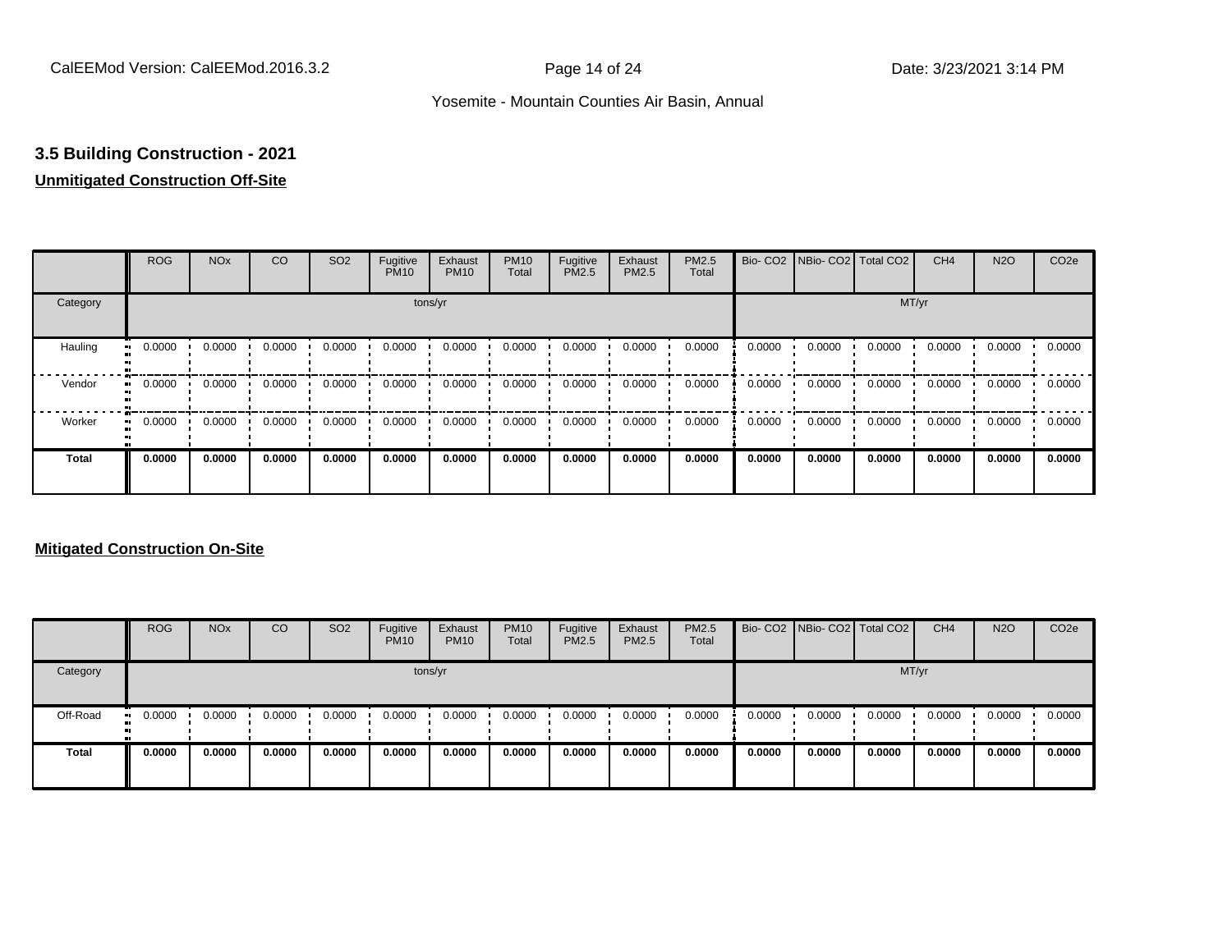### 3.5 Building Construction - 2021

**Unmitigated Construction Off-Site**

| | ROG | NOx | CO | SO2 | Fugitive PM10 | Exhaust PM10 | PM10 Total | Fugitive PM2.5 | Exhaust PM2.5 | PM2.5 Total | Bio- CO2 | NBio- CO2 | Total CO2 | CH4 | N2O | CO2e |
|---|---|---|---|---|---|---|---|---|---|---|---|---|---|---|---|---|
| Category | tons/yr | | | | | | | | | | MT/yr | | | | | |
| Hauling | 0.0000 | 0.0000 | 0.0000 | 0.0000 | 0.0000 | 0.0000 | 0.0000 | 0.0000 | 0.0000 | 0.0000 | 0.0000 | 0.0000 | 0.0000 | 0.0000 | 0.0000 | 0.0000 |
| Vendor | 0.0000 | 0.0000 | 0.0000 | 0.0000 | 0.0000 | 0.0000 | 0.0000 | 0.0000 | 0.0000 | 0.0000 | 0.0000 | 0.0000 | 0.0000 | 0.0000 | 0.0000 | 0.0000 |
| Worker | 0.0000 | 0.0000 | 0.0000 | 0.0000 | 0.0000 | 0.0000 | 0.0000 | 0.0000 | 0.0000 | 0.0000 | 0.0000 | 0.0000 | 0.0000 | 0.0000 | 0.0000 | 0.0000 |
| **Total** | **0.0000** | **0.0000** | **0.0000** | **0.0000** | **0.0000** | **0.0000** | **0.0000** | **0.0000** | **0.0000** | **0.0000** | **0.0000** | **0.0000** | **0.0000** | **0.0000** | **0.0000** | **0.0000** |

**Mitigated Construction On-Site**

| | ROG | NOx | CO | SO2 | Fugitive PM10 | Exhaust PM10 | PM10 Total | Fugitive PM2.5 | Exhaust PM2.5 | PM2.5 Total | Bio- CO2 | NBio- CO2 | Total CO2 | CH4 | N2O | CO2e |
|---|---|---|---|---|---|---|---|---|---|---|---|---|---|---|---|---|
| Category | tons/yr | | | | | | | | | | MT/yr | | | | | |
| Off-Road | 0.0000 | 0.0000 | 0.0000 | 0.0000 | 0.0000 | 0.0000 | 0.0000 | 0.0000 | 0.0000 | 0.0000 | 0.0000 | 0.0000 | 0.0000 | 0.0000 | 0.0000 | 0.0000 |
| **Total** | **0.0000** | **0.0000** | **0.0000** | **0.0000** | **0.0000** | **0.0000** | **0.0000** | **0.0000** | **0.0000** | **0.0000** | **0.0000** | **0.0000** | **0.0000** | **0.0000** | **0.0000** | **0.0000** |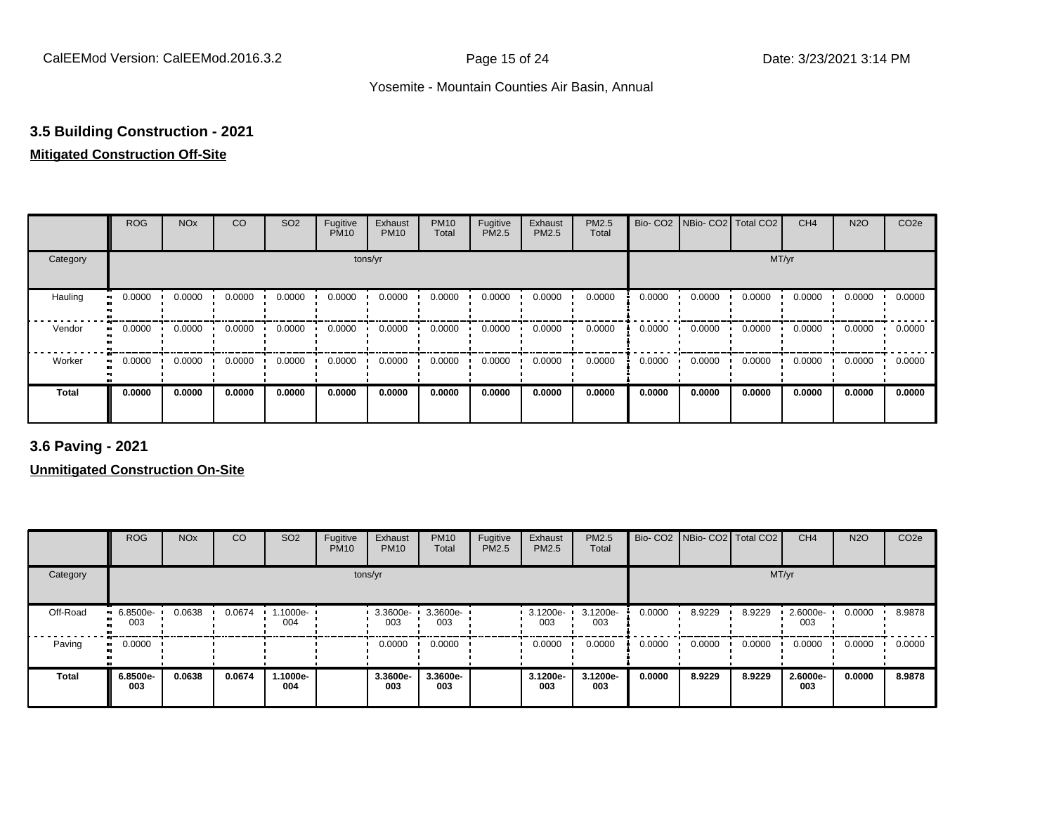### 3.5 Building Construction - 2021

**Mitigated Construction Off-Site**

| | ROG | NOx | CO | SO2 | Fugitive PM10 | Exhaust PM10 | PM10 Total | Fugitive PM2.5 | Exhaust PM2.5 | PM2.5 Total | Bio- CO2 | NBio- CO2 | Total CO2 | CH4 | N2O | CO2e |
|---|---|---|---|---|---|---|---|---|---|---|---|---|---|---|---|---|
| Category | tons/yr | | | | | | | | | | MT/yr | | | | | |
| Hauling | 0.0000 | 0.0000 | 0.0000 | 0.0000 | 0.0000 | 0.0000 | 0.0000 | 0.0000 | 0.0000 | 0.0000 | 0.0000 | 0.0000 | 0.0000 | 0.0000 | 0.0000 | 0.0000 |
| Vendor | 0.0000 | 0.0000 | 0.0000 | 0.0000 | 0.0000 | 0.0000 | 0.0000 | 0.0000 | 0.0000 | 0.0000 | 0.0000 | 0.0000 | 0.0000 | 0.0000 | 0.0000 | 0.0000 |
| Worker | 0.0000 | 0.0000 | 0.0000 | 0.0000 | 0.0000 | 0.0000 | 0.0000 | 0.0000 | 0.0000 | 0.0000 | 0.0000 | 0.0000 | 0.0000 | 0.0000 | 0.0000 | 0.0000 |
| **Total** | **0.0000** | **0.0000** | **0.0000** | **0.0000** | **0.0000** | **0.0000** | **0.0000** | **0.0000** | **0.0000** | **0.0000** | **0.0000** | **0.0000** | **0.0000** | **0.0000** | **0.0000** | **0.0000** |

### 3.6 Paving - 2021

**Unmitigated Construction On-Site**

| | ROG | NOx | CO | SO2 | Fugitive PM10 | Exhaust PM10 | PM10 Total | Fugitive PM2.5 | Exhaust PM2.5 | PM2.5 Total | Bio- CO2 | NBio- CO2 | Total CO2 | CH4 | N2O | CO2e |
|---|---|---|---|---|---|---|---|---|---|---|---|---|---|---|---|---|
| Category | tons/yr | | | | | | | | | | MT/yr | | | | | |
| Off-Road | 6.8500e-003 | 0.0638 | 0.0674 | 1.1000e-004 | | 3.3600e-003 | 3.3600e-003 | | 3.1200e-003 | 3.1200e-003 | 0.0000 | 8.9229 | 8.9229 | 2.6000e-003 | 0.0000 | 8.9878 |
| Paving | 0.0000 | | | | | 0.0000 | 0.0000 | | 0.0000 | 0.0000 | 0.0000 | 0.0000 | 0.0000 | 0.0000 | 0.0000 | 0.0000 |
| **Total** | **6.8500e-003** | **0.0638** | **0.0674** | **1.1000e-004** | | **3.3600e-003** | **3.3600e-003** | | **3.1200e-003** | **3.1200e-003** | **0.0000** | **8.9229** | **8.9229** | **2.6000e-003** | **0.0000** | **8.9878** |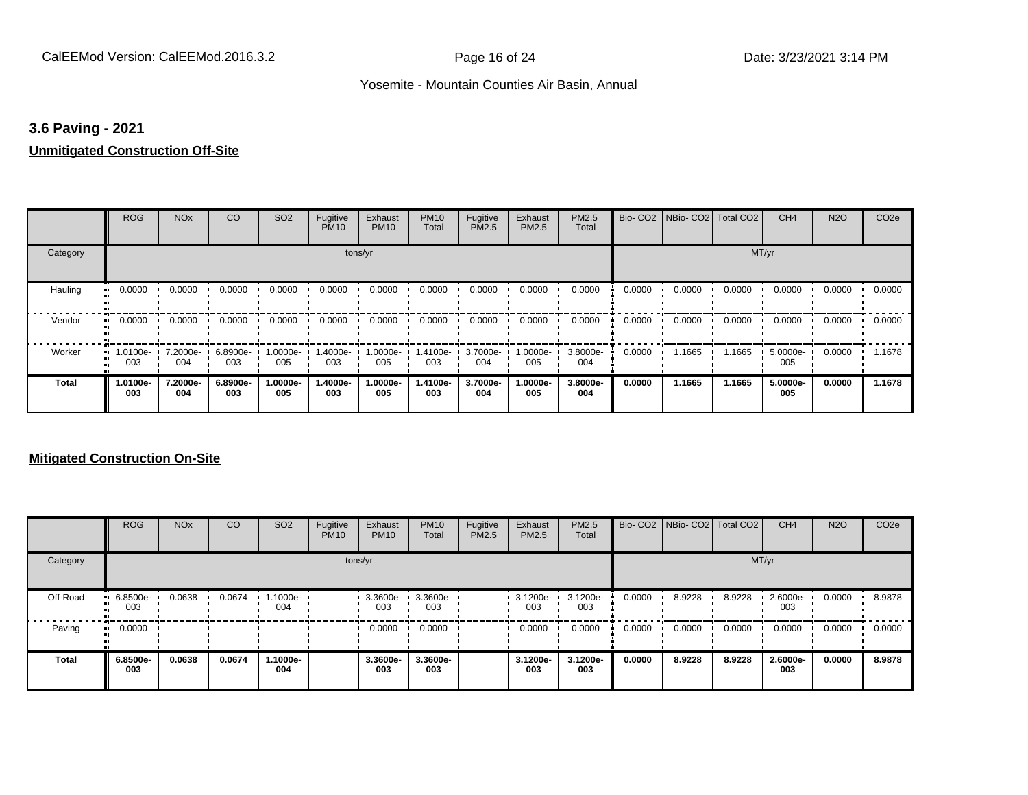### 3.6 Paving - 2021

**Unmitigated Construction Off-Site**

| | ROG | NOx | CO | SO2 | Fugitive PM10 | Exhaust PM10 | PM10 Total | Fugitive PM2.5 | Exhaust PM2.5 | PM2.5 Total | Bio- CO2 | NBio- CO2 | Total CO2 | CH4 | N2O | CO2e |
|---|---|---|---|---|---|---|---|---|---|---|---|---|---|---|---|---|
| Category | tons/yr | | | | | | | | | | MT/yr | | | | | |
| Hauling | 0.0000 | 0.0000 | 0.0000 | 0.0000 | 0.0000 | 0.0000 | 0.0000 | 0.0000 | 0.0000 | 0.0000 | 0.0000 | 0.0000 | 0.0000 | 0.0000 | 0.0000 | 0.0000 |
| Vendor | 0.0000 | 0.0000 | 0.0000 | 0.0000 | 0.0000 | 0.0000 | 0.0000 | 0.0000 | 0.0000 | 0.0000 | 0.0000 | 0.0000 | 0.0000 | 0.0000 | 0.0000 | 0.0000 |
| Worker | 1.0100e-003 | 7.2000e-004 | 6.8900e-003 | 1.0000e-005 | 1.4000e-003 | 1.0000e-005 | 1.4100e-003 | 3.7000e-004 | 1.0000e-005 | 3.8000e-004 | 0.0000 | 1.1665 | 1.1665 | 5.0000e-005 | 0.0000 | 1.1678 |
| **Total** | **1.0100e-003** | **7.2000e-004** | **6.8900e-003** | **1.0000e-005** | **1.4000e-003** | **1.0000e-005** | **1.4100e-003** | **3.7000e-004** | **1.0000e-005** | **3.8000e-004** | **0.0000** | **1.1665** | **1.1665** | **5.0000e-005** | **0.0000** | **1.1678** |

**Mitigated Construction On-Site**

| | ROG | NOx | CO | SO2 | Fugitive PM10 | Exhaust PM10 | PM10 Total | Fugitive PM2.5 | Exhaust PM2.5 | PM2.5 Total | Bio- CO2 | NBio- CO2 | Total CO2 | CH4 | N2O | CO2e |
|---|---|---|---|---|---|---|---|---|---|---|---|---|---|---|---|---|
| Category | tons/yr | | | | | | | | | | MT/yr | | | | | |
| Off-Road | 6.8500e-003 | 0.0638 | 0.0674 | 1.1000e-004 | | 3.3600e-003 | 3.3600e-003 | | 3.1200e-003 | 3.1200e-003 | 0.0000 | 8.9228 | 8.9228 | 2.6000e-003 | 0.0000 | 8.9878 |
| Paving | 0.0000 | | | | | 0.0000 | 0.0000 | | 0.0000 | 0.0000 | 0.0000 | 0.0000 | 0.0000 | 0.0000 | 0.0000 | 0.0000 |
| **Total** | **6.8500e-003** | **0.0638** | **0.0674** | **1.1000e-004** | | **3.3600e-003** | **3.3600e-003** | | **3.1200e-003** | **3.1200e-003** | **0.0000** | **8.9228** | **8.9228** | **2.6000e-003** | **0.0000** | **8.9878** |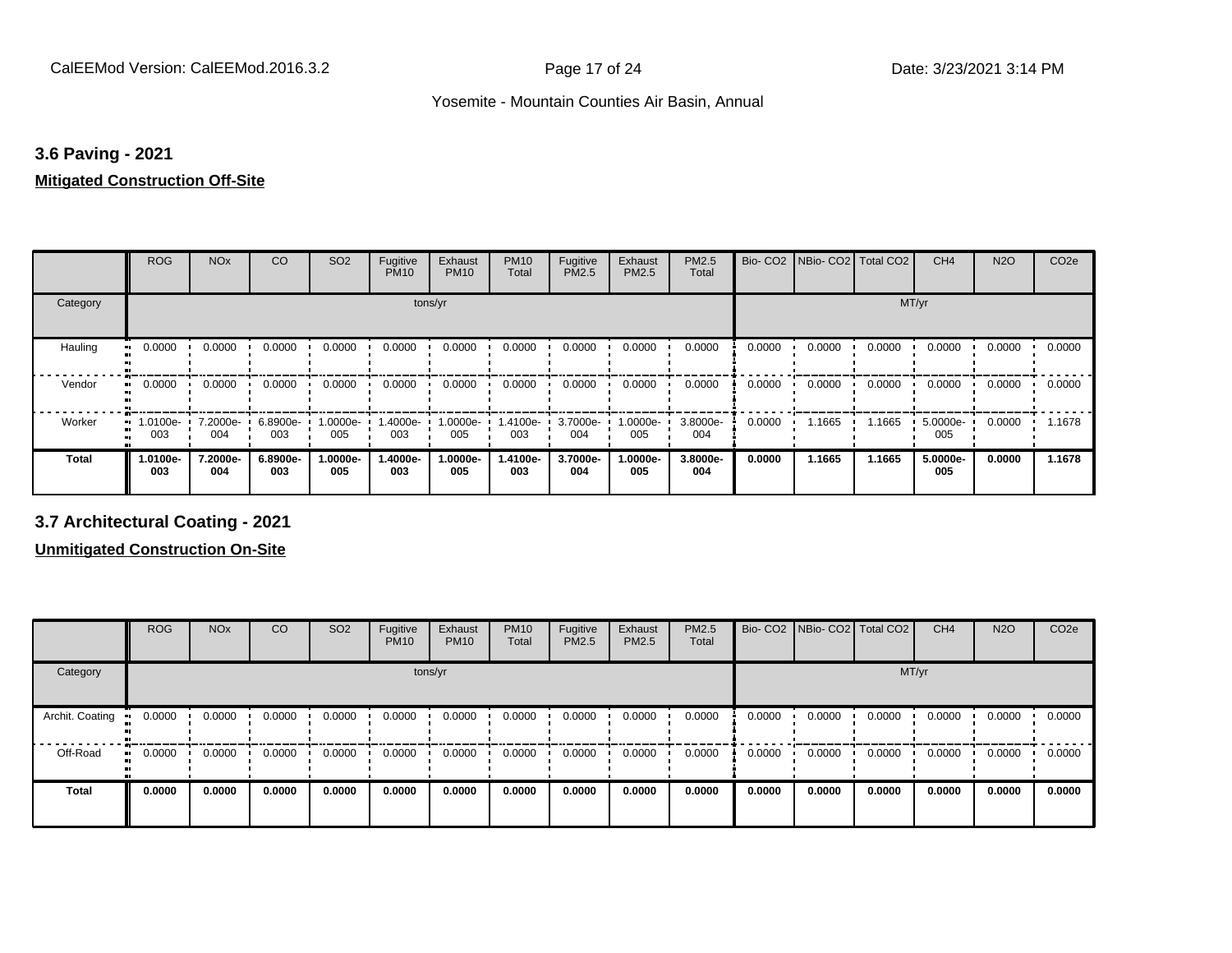### 3.6 Paving - 2021

**Mitigated Construction Off-Site**

| | ROG | NOx | CO | SO2 | Fugitive PM10 | Exhaust PM10 | PM10 Total | Fugitive PM2.5 | Exhaust PM2.5 | PM2.5 Total | Bio- CO2 | NBio- CO2 | Total CO2 | CH4 | N2O | CO2e |
|---|---|---|---|---|---|---|---|---|---|---|---|---|---|---|---|---|
| Category | tons/yr | | | | | | | | | | MT/yr | | | | | |
| Hauling | 0.0000 | 0.0000 | 0.0000 | 0.0000 | 0.0000 | 0.0000 | 0.0000 | 0.0000 | 0.0000 | 0.0000 | 0.0000 | 0.0000 | 0.0000 | 0.0000 | 0.0000 | 0.0000 |
| Vendor | 0.0000 | 0.0000 | 0.0000 | 0.0000 | 0.0000 | 0.0000 | 0.0000 | 0.0000 | 0.0000 | 0.0000 | 0.0000 | 0.0000 | 0.0000 | 0.0000 | 0.0000 | 0.0000 |
| Worker | 1.0100e-003 | 7.2000e-004 | 6.8900e-003 | 1.0000e-005 | 1.4000e-003 | 1.0000e-005 | 1.4100e-003 | 3.7000e-004 | 1.0000e-005 | 3.8000e-004 | 0.0000 | 1.1665 | 1.1665 | 5.0000e-005 | 0.0000 | 1.1678 |
| **Total** | **1.0100e-003** | **7.2000e-004** | **6.8900e-003** | **1.0000e-005** | **1.4000e-003** | **1.0000e-005** | **1.4100e-003** | **3.7000e-004** | **1.0000e-005** | **3.8000e-004** | **0.0000** | **1.1665** | **1.1665** | **5.0000e-005** | **0.0000** | **1.1678** |

### 3.7 Architectural Coating - 2021

**Unmitigated Construction On-Site**

| | ROG | NOx | CO | SO2 | Fugitive PM10 | Exhaust PM10 | PM10 Total | Fugitive PM2.5 | Exhaust PM2.5 | PM2.5 Total | Bio- CO2 | NBio- CO2 | Total CO2 | CH4 | N2O | CO2e |
|---|---|---|---|---|---|---|---|---|---|---|---|---|---|---|---|---|
| Category | tons/yr | | | | | | | | | | MT/yr | | | | | |
| Archit. Coating | 0.0000 | 0.0000 | 0.0000 | 0.0000 | 0.0000 | 0.0000 | 0.0000 | 0.0000 | 0.0000 | 0.0000 | 0.0000 | 0.0000 | 0.0000 | 0.0000 | 0.0000 | 0.0000 |
| Off-Road | 0.0000 | 0.0000 | 0.0000 | 0.0000 | 0.0000 | 0.0000 | 0.0000 | 0.0000 | 0.0000 | 0.0000 | 0.0000 | 0.0000 | 0.0000 | 0.0000 | 0.0000 | 0.0000 |
| **Total** | **0.0000** | **0.0000** | **0.0000** | **0.0000** | **0.0000** | **0.0000** | **0.0000** | **0.0000** | **0.0000** | **0.0000** | **0.0000** | **0.0000** | **0.0000** | **0.0000** | **0.0000** | **0.0000** |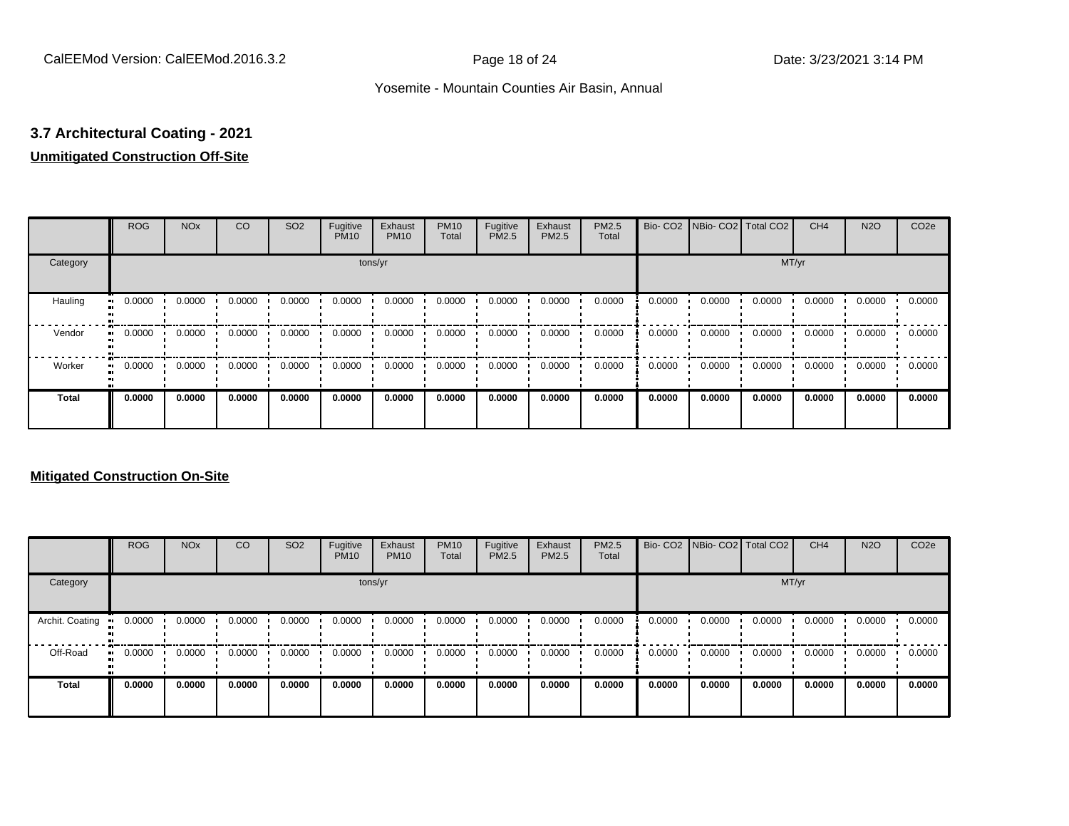## 3.7 Architectural Coating - 2021

**Unmitigated Construction Off-Site**

| | ROG | NOx | CO | SO2 | Fugitive PM10 | Exhaust PM10 | PM10 Total | Fugitive PM2.5 | Exhaust PM2.5 | PM2.5 Total | Bio- CO2 | NBio- CO2 | Total CO2 | CH4 | N2O | CO2e |
|---|---|---|---|---|---|---|---|---|---|---|---|---|---|---|---|---|
| Category | tons/yr | | | | | | | | | | MT/yr | | | | | |
| Hauling | 0.0000 | 0.0000 | 0.0000 | 0.0000 | 0.0000 | 0.0000 | 0.0000 | 0.0000 | 0.0000 | 0.0000 | 0.0000 | 0.0000 | 0.0000 | 0.0000 | 0.0000 | 0.0000 |
| Vendor | 0.0000 | 0.0000 | 0.0000 | 0.0000 | 0.0000 | 0.0000 | 0.0000 | 0.0000 | 0.0000 | 0.0000 | 0.0000 | 0.0000 | 0.0000 | 0.0000 | 0.0000 | 0.0000 |
| Worker | 0.0000 | 0.0000 | 0.0000 | 0.0000 | 0.0000 | 0.0000 | 0.0000 | 0.0000 | 0.0000 | 0.0000 | 0.0000 | 0.0000 | 0.0000 | 0.0000 | 0.0000 | 0.0000 |
| **Total** | **0.0000** | **0.0000** | **0.0000** | **0.0000** | **0.0000** | **0.0000** | **0.0000** | **0.0000** | **0.0000** | **0.0000** | **0.0000** | **0.0000** | **0.0000** | **0.0000** | **0.0000** | **0.0000** |

**Mitigated Construction On-Site**

| | ROG | NOx | CO | SO2 | Fugitive PM10 | Exhaust PM10 | PM10 Total | Fugitive PM2.5 | Exhaust PM2.5 | PM2.5 Total | Bio- CO2 | NBio- CO2 | Total CO2 | CH4 | N2O | CO2e |
|---|---|---|---|---|---|---|---|---|---|---|---|---|---|---|---|---|
| Category | tons/yr | | | | | | | | | | MT/yr | | | | | |
| Archit. Coating | 0.0000 | 0.0000 | 0.0000 | 0.0000 | 0.0000 | 0.0000 | 0.0000 | 0.0000 | 0.0000 | 0.0000 | 0.0000 | 0.0000 | 0.0000 | 0.0000 | 0.0000 | 0.0000 |
| Off-Road | 0.0000 | 0.0000 | 0.0000 | 0.0000 | 0.0000 | 0.0000 | 0.0000 | 0.0000 | 0.0000 | 0.0000 | 0.0000 | 0.0000 | 0.0000 | 0.0000 | 0.0000 | 0.0000 |
| **Total** | **0.0000** | **0.0000** | **0.0000** | **0.0000** | **0.0000** | **0.0000** | **0.0000** | **0.0000** | **0.0000** | **0.0000** | **0.0000** | **0.0000** | **0.0000** | **0.0000** | **0.0000** | **0.0000** |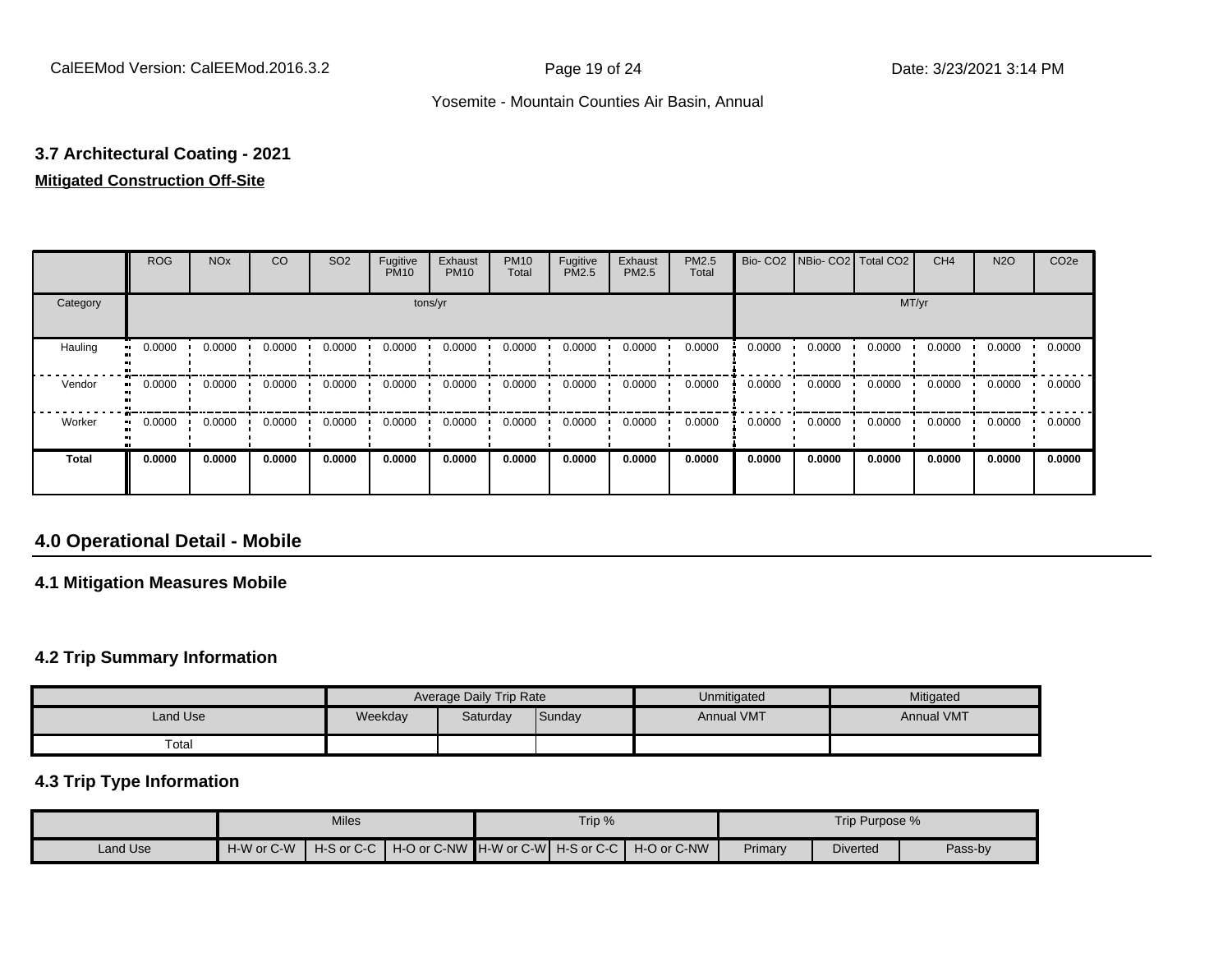### 3.7 Architectural Coating - 2021

**Mitigated Construction Off-Site**

| | ROG | NOx | CO | SO2 | Fugitive PM10 | Exhaust PM10 | PM10 Total | Fugitive PM2.5 | Exhaust PM2.5 | PM2.5 Total | Bio- CO2 | NBio- CO2 | Total CO2 | CH4 | N2O | CO2e |
|---|---|---|---|---|---|---|---|---|---|---|---|---|---|---|---|---|
| Category | tons/yr | | | | | | | | | | MT/yr | | | | | |
| Hauling | 0.0000 | 0.0000 | 0.0000 | 0.0000 | 0.0000 | 0.0000 | 0.0000 | 0.0000 | 0.0000 | 0.0000 | 0.0000 | 0.0000 | 0.0000 | 0.0000 | 0.0000 | 0.0000 |
| Vendor | 0.0000 | 0.0000 | 0.0000 | 0.0000 | 0.0000 | 0.0000 | 0.0000 | 0.0000 | 0.0000 | 0.0000 | 0.0000 | 0.0000 | 0.0000 | 0.0000 | 0.0000 | 0.0000 |
| Worker | 0.0000 | 0.0000 | 0.0000 | 0.0000 | 0.0000 | 0.0000 | 0.0000 | 0.0000 | 0.0000 | 0.0000 | 0.0000 | 0.0000 | 0.0000 | 0.0000 | 0.0000 | 0.0000 |
| **Total** | **0.0000** | **0.0000** | **0.0000** | **0.0000** | **0.0000** | **0.0000** | **0.0000** | **0.0000** | **0.0000** | **0.0000** | **0.0000** | **0.0000** | **0.0000** | **0.0000** | **0.0000** | **0.0000** |

## 4.0 Operational Detail - Mobile

### 4.1 Mitigation Measures Mobile

### 4.2 Trip Summary Information

| | Average Daily Trip Rate | | | Unmitigated | Mitigated |
|---|---|---|---|---|---|
| Land Use | Weekday | Saturday | Sunday | Annual VMT | Annual VMT |
| Total | | | | | |

### 4.3 Trip Type Information

| | Miles | | | Trip % | | | Trip Purpose % | | |
|---|---|---|---|---|---|---|---|---|---|
| Land Use | H-W or C-W | H-S or C-C | H-O or C-NW | H-W or C-W | H-S or C-C | H-O or C-NW | Primary | Diverted | Pass-by |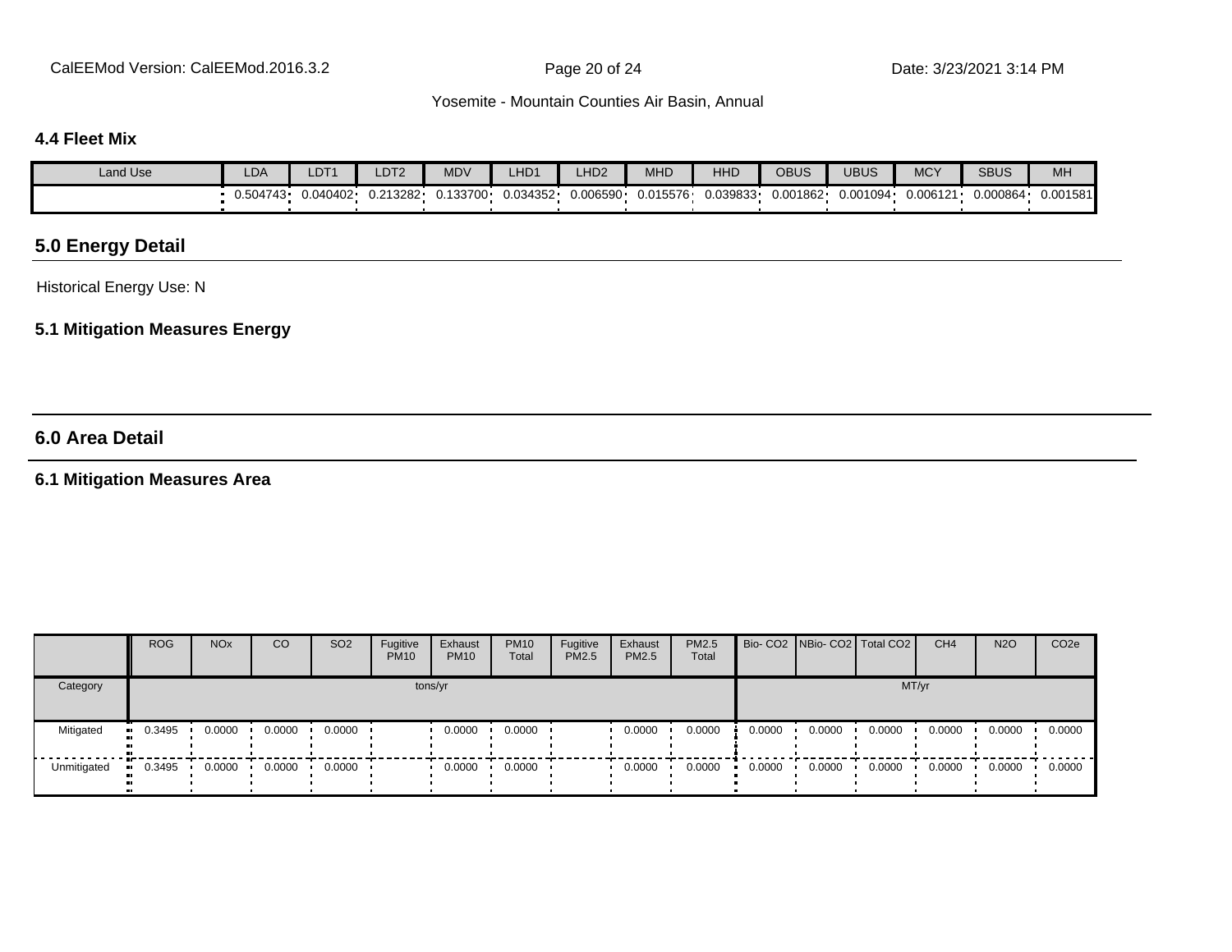### 4.4 Fleet Mix

| Land Use | LDA | LDT1 | LDT2 | MDV | LHD1 | LHD2 | MHD | HHD | OBUS | UBUS | MCY | SBUS | MH |
|---|---|---|---|---|---|---|---|---|---|---|---|---|---|
| | 0.504743 | 0.040402 | 0.213282 | 0.133700 | 0.034352 | 0.006590 | 0.015576 | 0.039833 | 0.001862 | 0.001094 | 0.006121 | 0.000864 | 0.001581 |

## 5.0 Energy Detail

Historical Energy Use: N

### 5.1 Mitigation Measures Energy

## 6.0 Area Detail

### 6.1 Mitigation Measures Area

| | ROG | NOx | CO | SO2 | Fugitive PM10 | Exhaust PM10 | PM10 Total | Fugitive PM2.5 | Exhaust PM2.5 | PM2.5 Total | Bio- CO2 | NBio- CO2 | Total CO2 | CH4 | N2O | CO2e |
|---|---|---|---|---|---|---|---|---|---|---|---|---|---|---|---|---|
| Category | tons/yr | | | | | | | | | | MT/yr | | | | | |
| Mitigated | 0.3495 | 0.0000 | 0.0000 | 0.0000 | | 0.0000 | 0.0000 | | 0.0000 | 0.0000 | 0.0000 | 0.0000 | 0.0000 | 0.0000 | 0.0000 | 0.0000 |
| Unmitigated | 0.3495 | 0.0000 | 0.0000 | 0.0000 | | 0.0000 | 0.0000 | | 0.0000 | 0.0000 | 0.0000 | 0.0000 | 0.0000 | 0.0000 | 0.0000 | 0.0000 |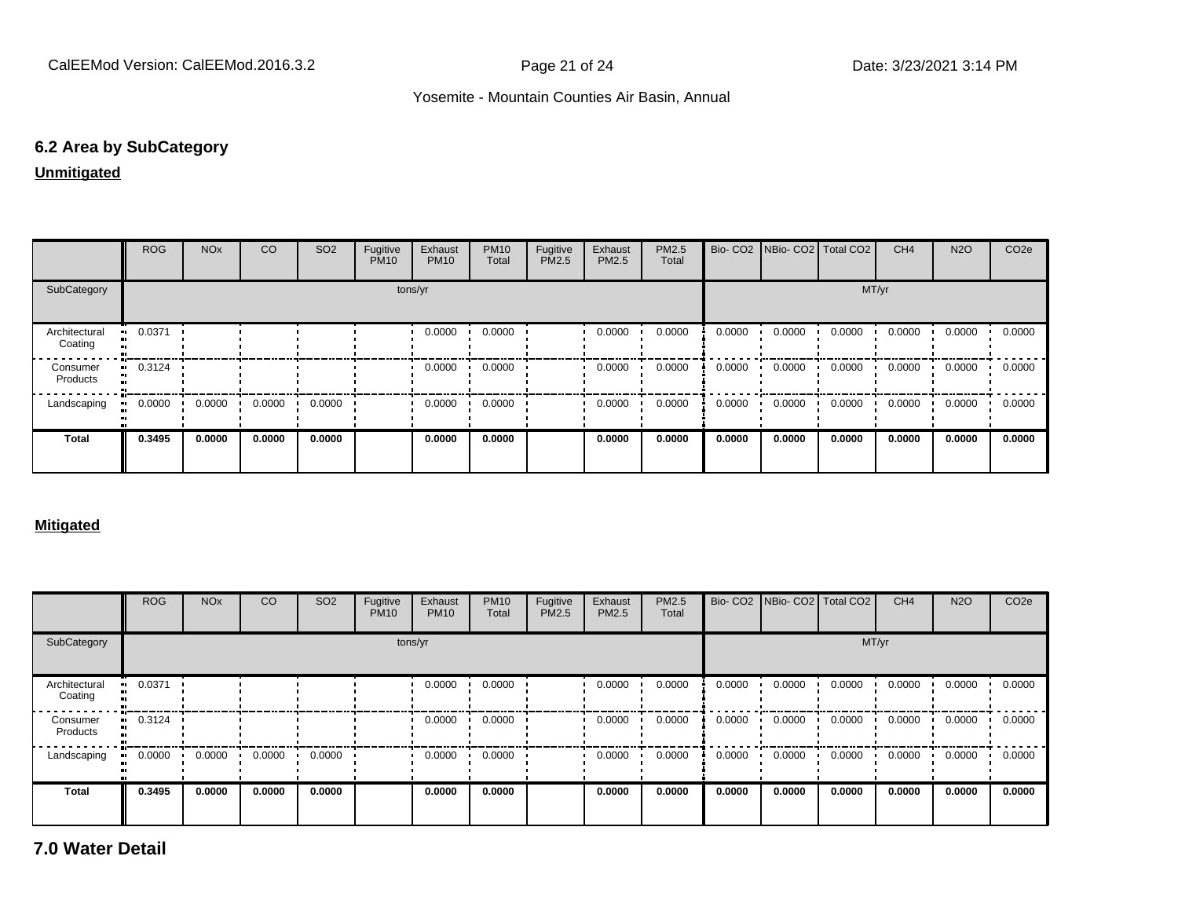## 6.2 Area by SubCategory

**Unmitigated**

| | ROG | NOx | CO | SO2 | Fugitive PM10 | Exhaust PM10 | PM10 Total | Fugitive PM2.5 | Exhaust PM2.5 | PM2.5 Total | Bio- CO2 | NBio- CO2 | Total CO2 | CH4 | N2O | CO2e |
|---|---|---|---|---|---|---|---|---|---|---|---|---|---|---|---|---|
| SubCategory | tons/yr | | | | | | | | | | MT/yr | | | | | |
| Architectural Coating | 0.0371 | | | | | 0.0000 | 0.0000 | | 0.0000 | 0.0000 | 0.0000 | 0.0000 | 0.0000 | 0.0000 | 0.0000 | 0.0000 |
| Consumer Products | 0.3124 | | | | | 0.0000 | 0.0000 | | 0.0000 | 0.0000 | 0.0000 | 0.0000 | 0.0000 | 0.0000 | 0.0000 | 0.0000 |
| Landscaping | 0.0000 | 0.0000 | 0.0000 | 0.0000 | | 0.0000 | 0.0000 | | 0.0000 | 0.0000 | 0.0000 | 0.0000 | 0.0000 | 0.0000 | 0.0000 | 0.0000 |
| **Total** | **0.3495** | **0.0000** | **0.0000** | **0.0000** | | **0.0000** | **0.0000** | | **0.0000** | **0.0000** | **0.0000** | **0.0000** | **0.0000** | **0.0000** | **0.0000** | **0.0000** |

**Mitigated**

| | ROG | NOx | CO | SO2 | Fugitive PM10 | Exhaust PM10 | PM10 Total | Fugitive PM2.5 | Exhaust PM2.5 | PM2.5 Total | Bio- CO2 | NBio- CO2 | Total CO2 | CH4 | N2O | CO2e |
|---|---|---|---|---|---|---|---|---|---|---|---|---|---|---|---|---|
| SubCategory | tons/yr | | | | | | | | | | MT/yr | | | | | |
| Architectural Coating | 0.0371 | | | | | 0.0000 | 0.0000 | | 0.0000 | 0.0000 | 0.0000 | 0.0000 | 0.0000 | 0.0000 | 0.0000 | 0.0000 |
| Consumer Products | 0.3124 | | | | | 0.0000 | 0.0000 | | 0.0000 | 0.0000 | 0.0000 | 0.0000 | 0.0000 | 0.0000 | 0.0000 | 0.0000 |
| Landscaping | 0.0000 | 0.0000 | 0.0000 | 0.0000 | | 0.0000 | 0.0000 | | 0.0000 | 0.0000 | 0.0000 | 0.0000 | 0.0000 | 0.0000 | 0.0000 | 0.0000 |
| **Total** | **0.3495** | **0.0000** | **0.0000** | **0.0000** | | **0.0000** | **0.0000** | | **0.0000** | **0.0000** | **0.0000** | **0.0000** | **0.0000** | **0.0000** | **0.0000** | **0.0000** |

# 7.0 Water Detail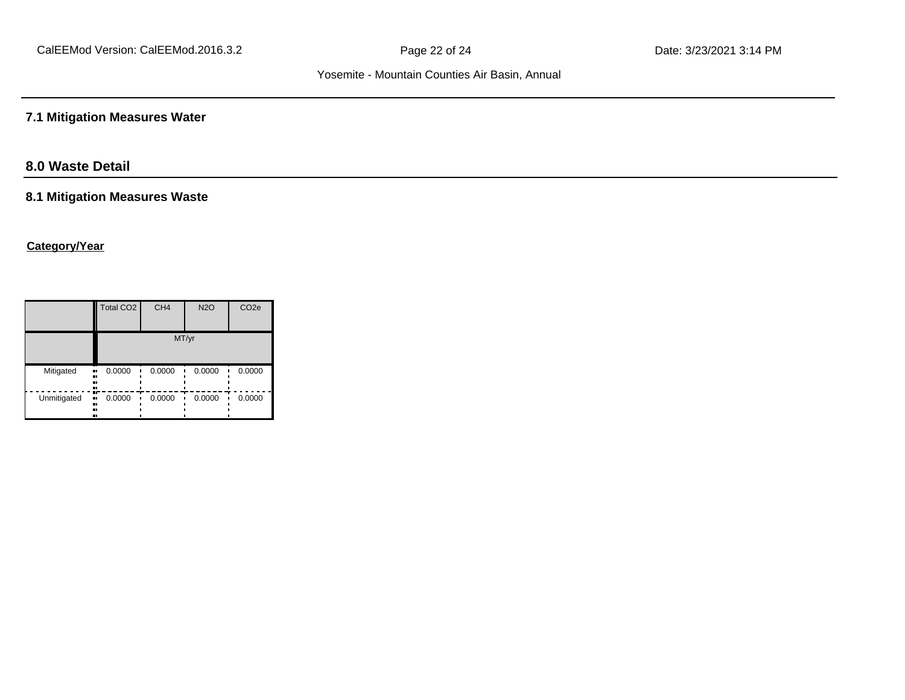### 7.1 Mitigation Measures Water

## 8.0 Waste Detail

### 8.1 Mitigation Measures Waste

**Category/Year**

| | Total CO2 | CH4 | N2O | CO2e |
|---|---|---|---|---|
| | MT/yr | | | |
| Mitigated | 0.0000 | 0.0000 | 0.0000 | 0.0000 |
| Unmitigated | 0.0000 | 0.0000 | 0.0000 | 0.0000 |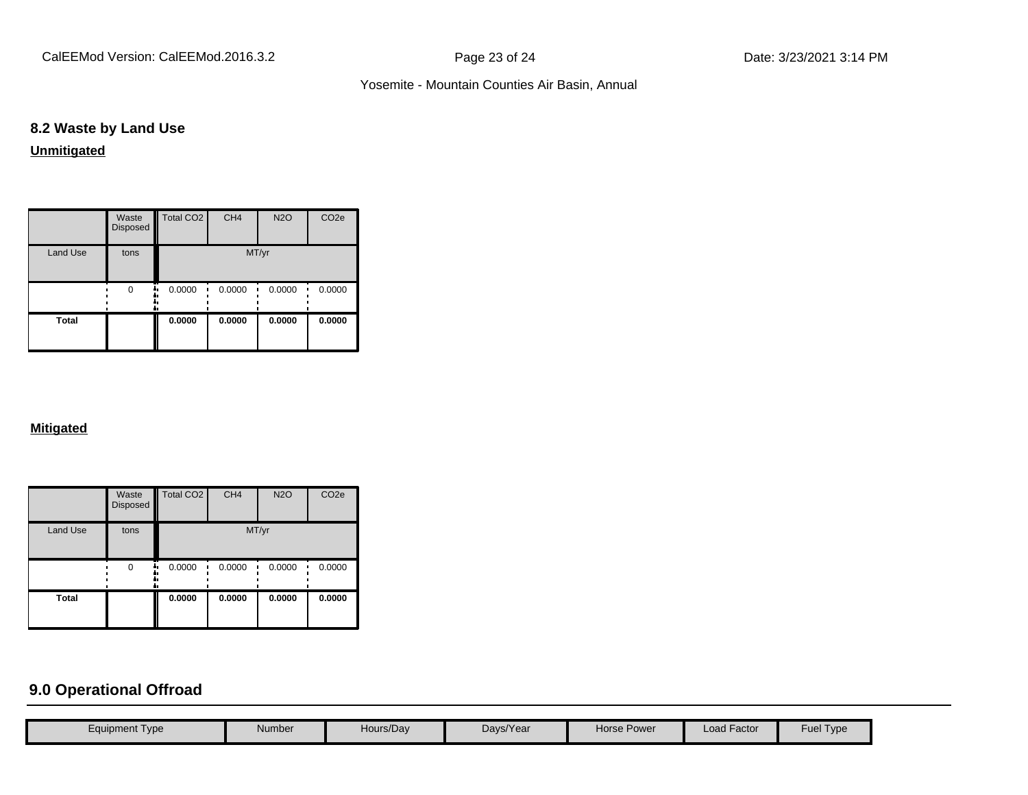## 8.2 Waste by Land Use

**Unmitigated**

| | Waste Disposed | Total CO2 | CH4 | N2O | CO2e |
|---|---|---|---|---|---|
| Land Use | tons | MT/yr | | | |
| | 0 | 0.0000 | 0.0000 | 0.0000 | 0.0000 |
| **Total** | | **0.0000** | **0.0000** | **0.0000** | **0.0000** |

**Mitigated**

| | Waste Disposed | Total CO2 | CH4 | N2O | CO2e |
|---|---|---|---|---|---|
| Land Use | tons | MT/yr | | | |
| | 0 | 0.0000 | 0.0000 | 0.0000 | 0.0000 |
| **Total** | | **0.0000** | **0.0000** | **0.0000** | **0.0000** |

## 9.0 Operational Offroad

| Equipment Type | Number | Hours/Day | Days/Year | Horse Power | Load Factor | Fuel Type |
|---|---|---|---|---|---|---|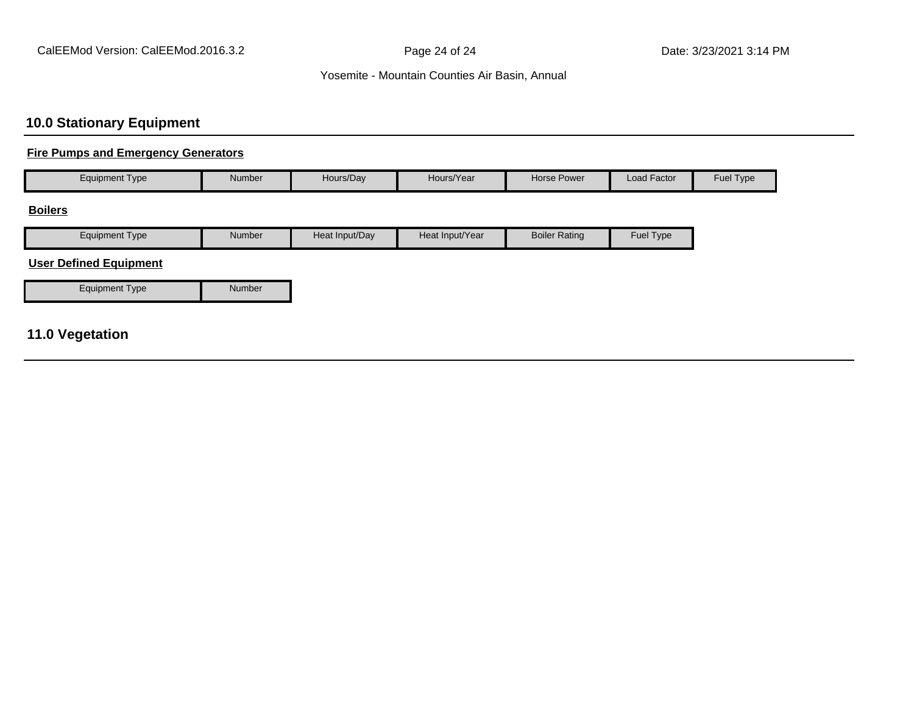## 10.0 Stationary Equipment

**Fire Pumps and Emergency Generators**

| Equipment Type | Number | Hours/Day | Hours/Year | Horse Power | Load Factor | Fuel Type |
|---|---|---|---|---|---|---|

**Boilers**

| Equipment Type | Number | Heat Input/Day | Heat Input/Year | Boiler Rating | Fuel Type |
|---|---|---|---|---|---|

**User Defined Equipment**

| Equipment Type | Number |
|---|---|

## 11.0 Vegetation